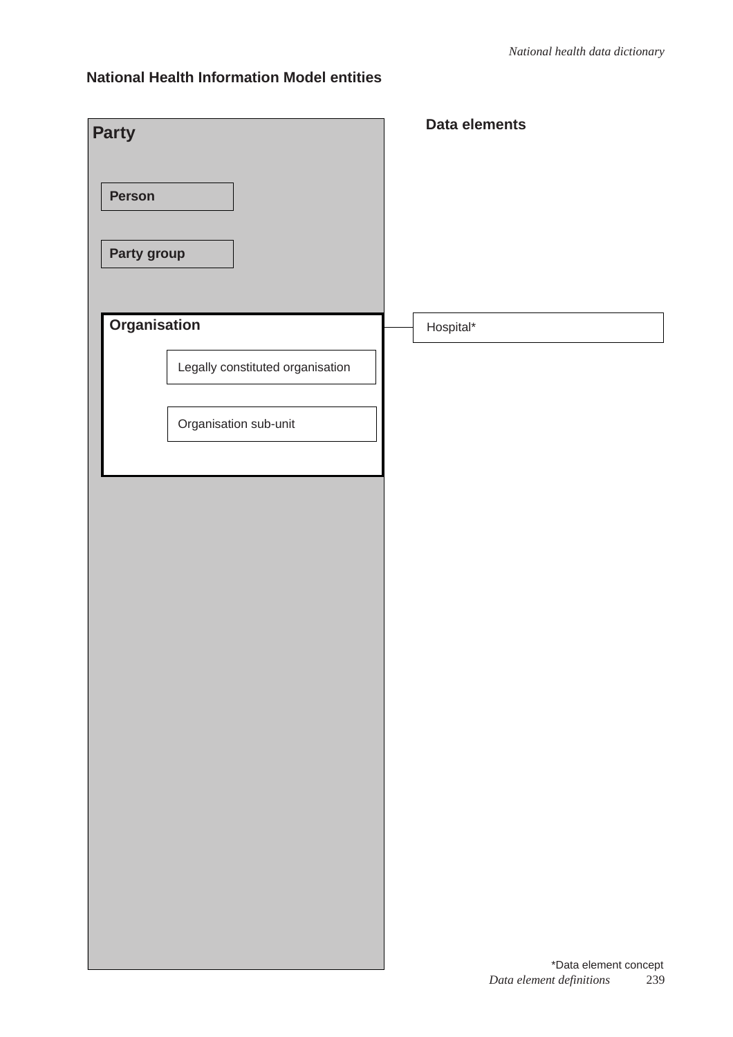## National Health Information Model entities

**Party**

**Person**

**Party group**

**Organisation**

Legally constituted organisation

Organisation sub-unit

**Data elements**

Hospital*

*Data element concept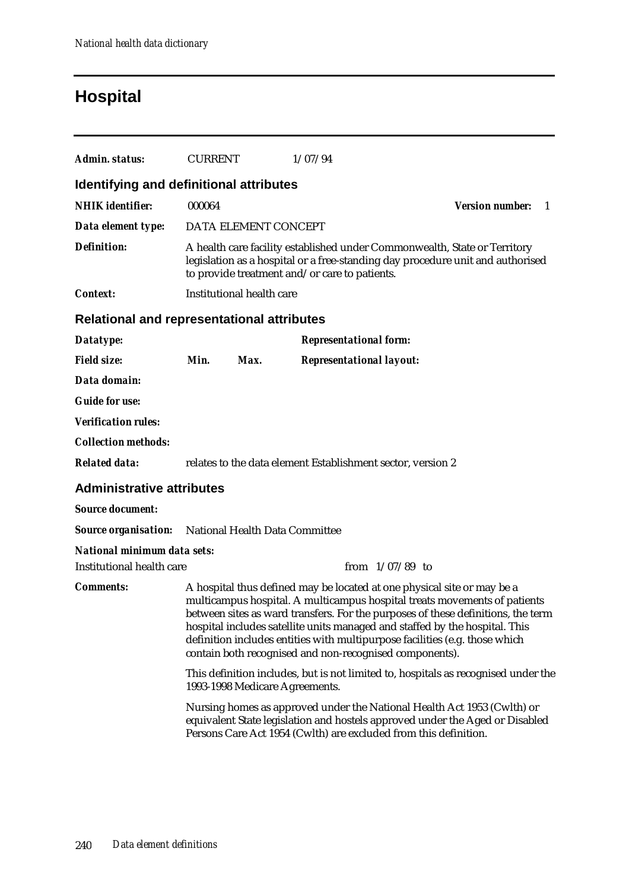# Hospital

***Admin. status:*** CURRENT 1/07/94

## Identifying and definitional attributes

***NHIK identifier:*** 000064 ***Version number:*** 1

***Data element type:*** DATA ELEMENT CONCEPT

***Definition:*** A health care facility established under Commonwealth, State or Territory legislation as a hospital or a free-standing day procedure unit and authorised to provide treatment and/or care to patients.

***Context:*** Institutional health care

## Relational and representational attributes

***Datatype:***

***Representational form:***

***Field size:*** ***Min.*** ***Max.***

***Representational layout:***

***Data domain:***

***Guide for use:***

***Verification rules:***

***Collection methods:***

***Related data:*** relates to the data element Establishment sector, version 2

## Administrative attributes

***Source document:***

***Source organisation:*** National Health Data Committee

***National minimum data sets:***

Institutional health care from 1/07/89 to

***Comments:*** A hospital thus defined may be located at one physical site or may be a multicampus hospital. A multicampus hospital treats movements of patients between sites as ward transfers. For the purposes of these definitions, the term hospital includes satellite units managed and staffed by the hospital. This definition includes entities with multipurpose facilities (e.g. those which contain both recognised and non-recognised components).

This definition includes, but is not limited to, hospitals as recognised under the 1993-1998 Medicare Agreements.

Nursing homes as approved under the National Health Act 1953 (Cwlth) or equivalent State legislation and hostels approved under the Aged or Disabled Persons Care Act 1954 (Cwlth) are excluded from this definition.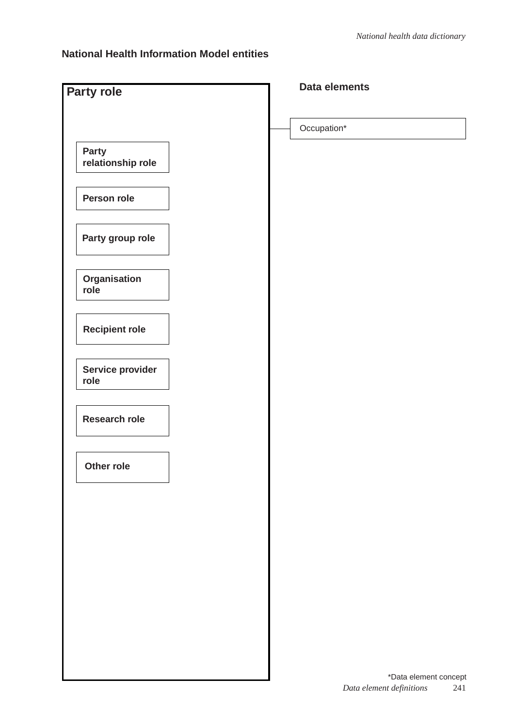## National Health Information Model entities

### Party role

- Party relationship role
- Person role
- Party group role
- Organisation role
- Recipient role
- Service provider role
- Research role
- Other role

### Data elements

- Occupation*

*Data element concept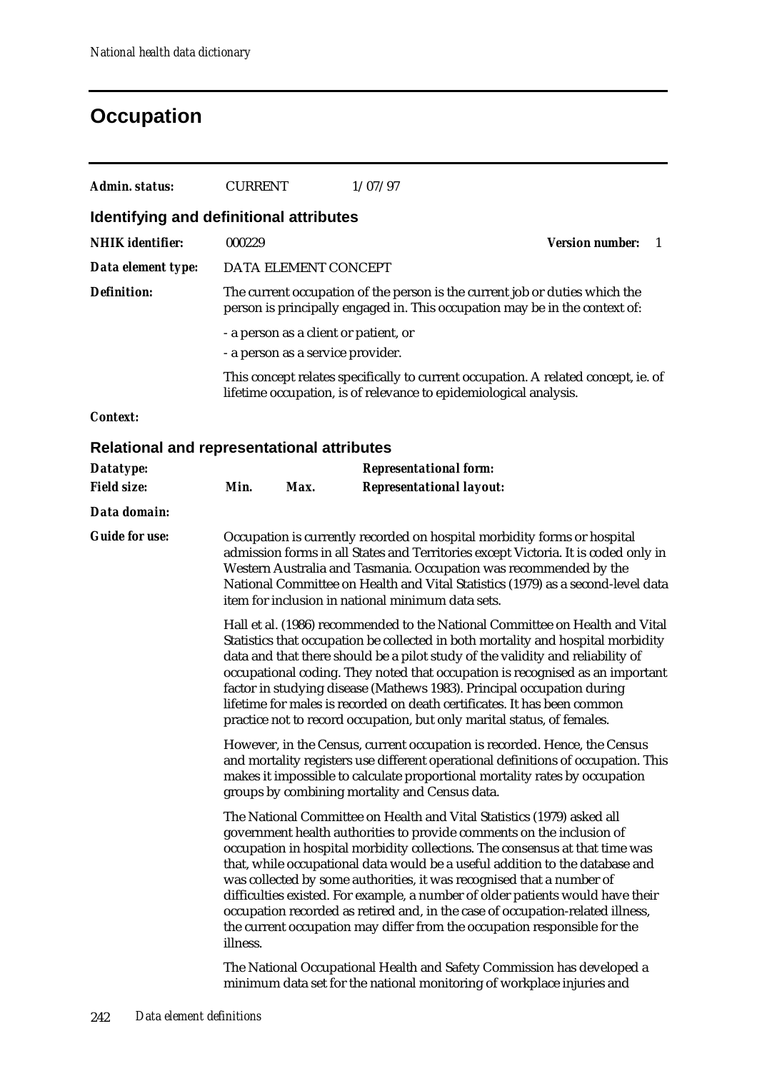# Occupation

| | | | |
|---|---|---|---|
| ***Admin. status:*** | CURRENT | 1/07/97 | |

## Identifying and definitional attributes

| | | | |
|---|---|---|---|
| ***NHIK identifier:*** | 000229 | ***Version number:*** | 1 |
| ***Data element type:*** | DATA ELEMENT CONCEPT | | |

***Definition:*** The current occupation of the person is the current job or duties which the person is principally engaged in. This occupation may be in the context of:

- a person as a client or patient, or
- a person as a service provider.

This concept relates specifically to current occupation. A related concept, ie. of lifetime occupation, is of relevance to epidemiological analysis.

***Context:***

## Relational and representational attributes

| | | | |
|---|---|---|---|
| ***Datatype:*** | | | ***Representational form:*** |
| ***Field size:*** | ***Min.*** | ***Max.*** | ***Representational layout:*** |

***Data domain:***

***Guide for use:*** Occupation is currently recorded on hospital morbidity forms or hospital admission forms in all States and Territories except Victoria. It is coded only in Western Australia and Tasmania. Occupation was recommended by the National Committee on Health and Vital Statistics (1979) as a second-level data item for inclusion in national minimum data sets.

Hall et al. (1986) recommended to the National Committee on Health and Vital Statistics that occupation be collected in both mortality and hospital morbidity data and that there should be a pilot study of the validity and reliability of occupational coding. They noted that occupation is recognised as an important factor in studying disease (Mathews 1983). Principal occupation during lifetime for males is recorded on death certificates. It has been common practice not to record occupation, but only marital status, of females.

However, in the Census, current occupation is recorded. Hence, the Census and mortality registers use different operational definitions of occupation. This makes it impossible to calculate proportional mortality rates by occupation groups by combining mortality and Census data.

The National Committee on Health and Vital Statistics (1979) asked all government health authorities to provide comments on the inclusion of occupation in hospital morbidity collections. The consensus at that time was that, while occupational data would be a useful addition to the database and was collected by some authorities, it was recognised that a number of difficulties existed. For example, a number of older patients would have their occupation recorded as retired and, in the case of occupation-related illness, the current occupation may differ from the occupation responsible for the illness.

The National Occupational Health and Safety Commission has developed a minimum data set for the national monitoring of workplace injuries and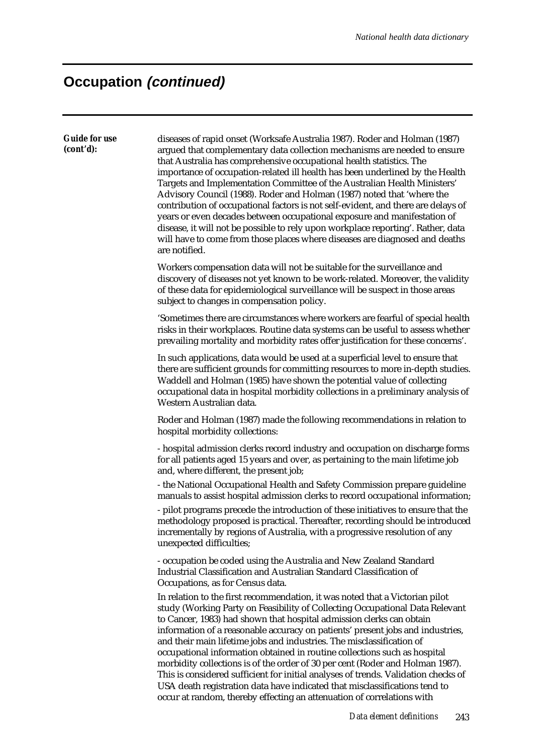## Occupation *(continued)*

***Guide for use (cont'd):***

diseases of rapid onset (Worksafe Australia 1987). Roder and Holman (1987) argued that complementary data collection mechanisms are needed to ensure that Australia has comprehensive occupational health statistics. The importance of occupation-related ill health has been underlined by the Health Targets and Implementation Committee of the Australian Health Ministers' Advisory Council (1988). Roder and Holman (1987) noted that 'where the contribution of occupational factors is not self-evident, and there are delays of years or even decades between occupational exposure and manifestation of disease, it will not be possible to rely upon workplace reporting'. Rather, data will have to come from those places where diseases are diagnosed and deaths are notified.

Workers compensation data will not be suitable for the surveillance and discovery of diseases not yet known to be work-related. Moreover, the validity of these data for epidemiological surveillance will be suspect in those areas subject to changes in compensation policy.

'Sometimes there are circumstances where workers are fearful of special health risks in their workplaces. Routine data systems can be useful to assess whether prevailing mortality and morbidity rates offer justification for these concerns'.

In such applications, data would be used at a superficial level to ensure that there are sufficient grounds for committing resources to more in-depth studies. Waddell and Holman (1985) have shown the potential value of collecting occupational data in hospital morbidity collections in a preliminary analysis of Western Australian data.

Roder and Holman (1987) made the following recommendations in relation to hospital morbidity collections:

- hospital admission clerks record industry and occupation on discharge forms for all patients aged 15 years and over, as pertaining to the main lifetime job and, where different, the present job;

- the National Occupational Health and Safety Commission prepare guideline manuals to assist hospital admission clerks to record occupational information;

- pilot programs precede the introduction of these initiatives to ensure that the methodology proposed is practical. Thereafter, recording should be introduced incrementally by regions of Australia, with a progressive resolution of any unexpected difficulties;

- occupation be coded using the Australia and New Zealand Standard Industrial Classification and Australian Standard Classification of Occupations, as for Census data.

In relation to the first recommendation, it was noted that a Victorian pilot study (Working Party on Feasibility of Collecting Occupational Data Relevant to Cancer, 1983) had shown that hospital admission clerks can obtain information of a reasonable accuracy on patients' present jobs and industries, and their main lifetime jobs and industries. The misclassification of occupational information obtained in routine collections such as hospital morbidity collections is of the order of 30 per cent (Roder and Holman 1987). This is considered sufficient for initial analyses of trends. Validation checks of USA death registration data have indicated that misclassifications tend to occur at random, thereby effecting an attenuation of correlations with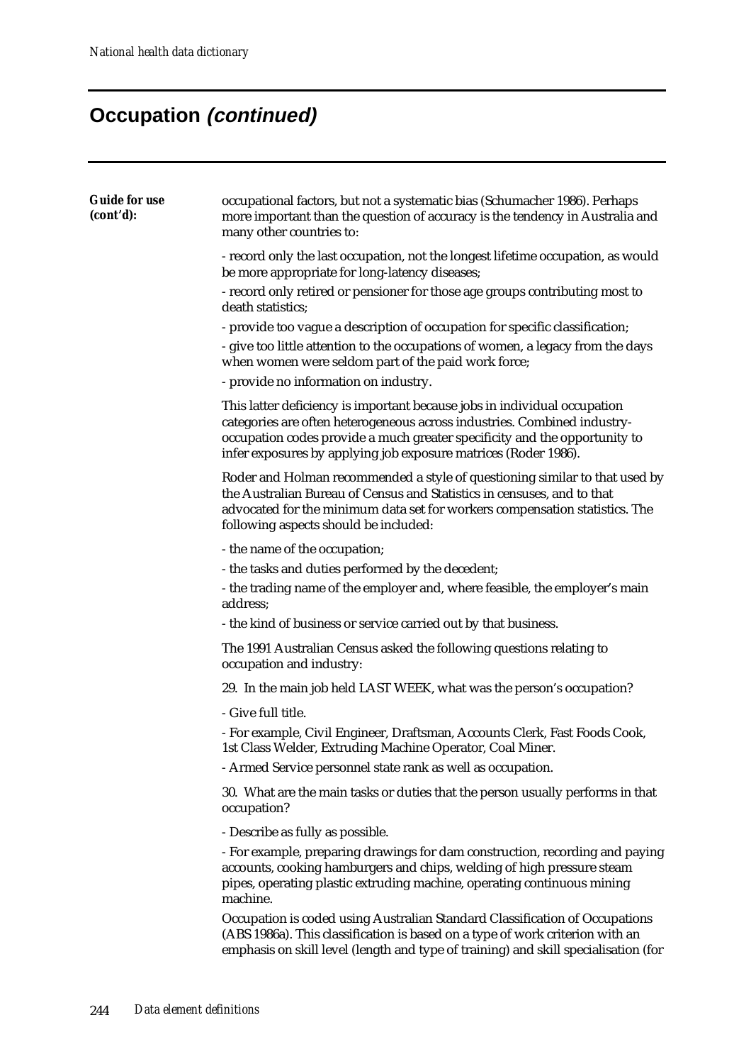# Occupation *(continued)*

**Guide for use (cont'd):**

occupational factors, but not a systematic bias (Schumacher 1986). Perhaps more important than the question of accuracy is the tendency in Australia and many other countries to:

- record only the last occupation, not the longest lifetime occupation, as would be more appropriate for long-latency diseases;
- record only retired or pensioner for those age groups contributing most to death statistics;
- provide too vague a description of occupation for specific classification;
- give too little attention to the occupations of women, a legacy from the days when women were seldom part of the paid work force;
- provide no information on industry.

This latter deficiency is important because jobs in individual occupation categories are often heterogeneous across industries. Combined industry-occupation codes provide a much greater specificity and the opportunity to infer exposures by applying job exposure matrices (Roder 1986).

Roder and Holman recommended a style of questioning similar to that used by the Australian Bureau of Census and Statistics in censuses, and to that advocated for the minimum data set for workers compensation statistics. The following aspects should be included:

- the name of the occupation;
- the tasks and duties performed by the decedent;
- the trading name of the employer and, where feasible, the employer's main address;
- the kind of business or service carried out by that business.

The 1991 Australian Census asked the following questions relating to occupation and industry:

29. In the main job held LAST WEEK, what was the person's occupation?

- Give full title.
- For example, Civil Engineer, Draftsman, Accounts Clerk, Fast Foods Cook, 1st Class Welder, Extruding Machine Operator, Coal Miner.
- Armed Service personnel state rank as well as occupation.

30. What are the main tasks or duties that the person usually performs in that occupation?

- Describe as fully as possible.
- For example, preparing drawings for dam construction, recording and paying accounts, cooking hamburgers and chips, welding of high pressure steam pipes, operating plastic extruding machine, operating continuous mining machine.

Occupation is coded using Australian Standard Classification of Occupations (ABS 1986a). This classification is based on a type of work criterion with an emphasis on skill level (length and type of training) and skill specialisation (for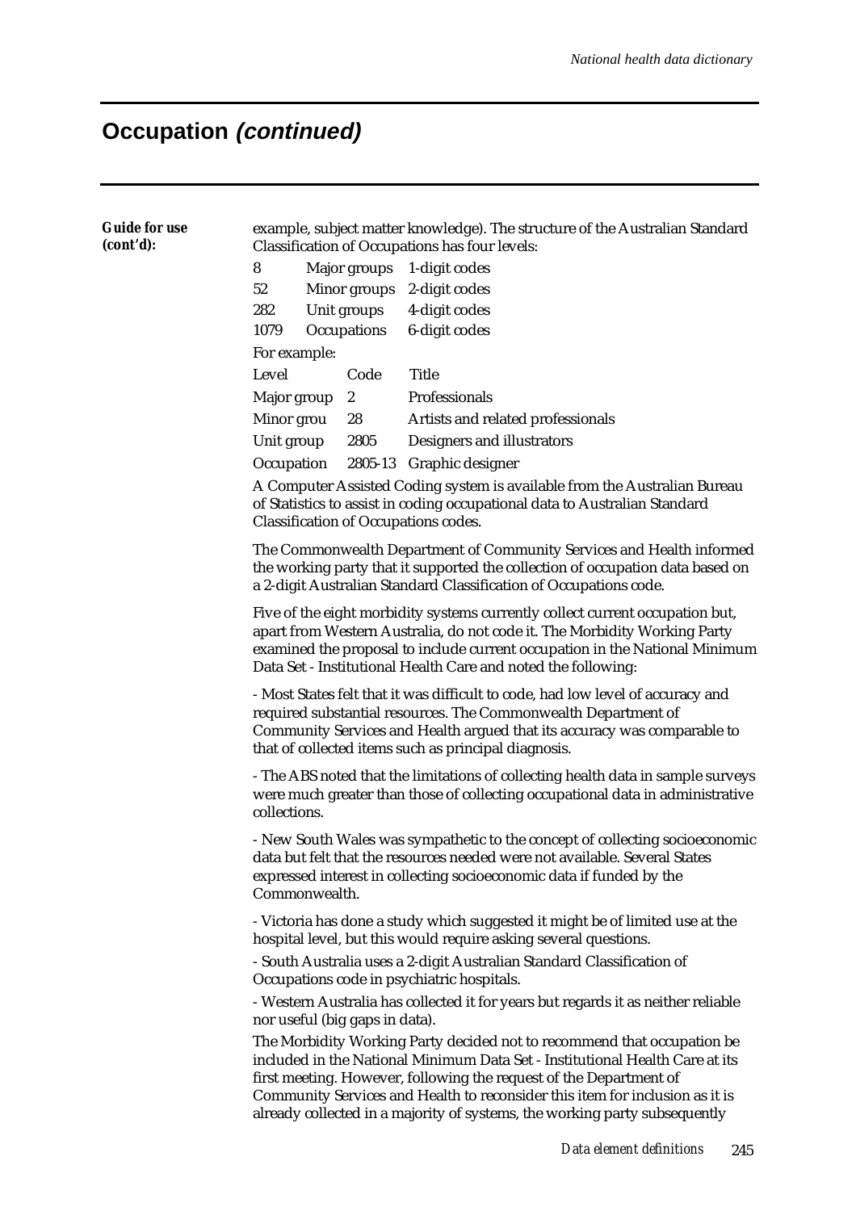# Occupation *(continued)*

***Guide for use (cont'd):***

example, subject matter knowledge). The structure of the Australian Standard Classification of Occupations has four levels:

| | | |
|---|---|---|
| 8 | Major groups | 1-digit codes |
| 52 | Minor groups | 2-digit codes |
| 282 | Unit groups | 4-digit codes |
| 1079 | Occupations | 6-digit codes |

For example:

| Level | Code | Title |
|---|---|---|
| Major group | 2 | Professionals |
| Minor grou | 28 | Artists and related professionals |
| Unit group | 2805 | Designers and illustrators |
| Occupation | 2805-13 | Graphic designer |

A Computer Assisted Coding system is available from the Australian Bureau of Statistics to assist in coding occupational data to Australian Standard Classification of Occupations codes.

The Commonwealth Department of Community Services and Health informed the working party that it supported the collection of occupation data based on a 2-digit Australian Standard Classification of Occupations code.

Five of the eight morbidity systems currently collect current occupation but, apart from Western Australia, do not code it. The Morbidity Working Party examined the proposal to include current occupation in the National Minimum Data Set - Institutional Health Care and noted the following:

- Most States felt that it was difficult to code, had low level of accuracy and required substantial resources. The Commonwealth Department of Community Services and Health argued that its accuracy was comparable to that of collected items such as principal diagnosis.

- The ABS noted that the limitations of collecting health data in sample surveys were much greater than those of collecting occupational data in administrative collections.

- New South Wales was sympathetic to the concept of collecting socioeconomic data but felt that the resources needed were not available. Several States expressed interest in collecting socioeconomic data if funded by the Commonwealth.

- Victoria has done a study which suggested it might be of limited use at the hospital level, but this would require asking several questions.

- South Australia uses a 2-digit Australian Standard Classification of Occupations code in psychiatric hospitals.

- Western Australia has collected it for years but regards it as neither reliable nor useful (big gaps in data).

The Morbidity Working Party decided not to recommend that occupation be included in the National Minimum Data Set - Institutional Health Care at its first meeting. However, following the request of the Department of Community Services and Health to reconsider this item for inclusion as it is already collected in a majority of systems, the working party subsequently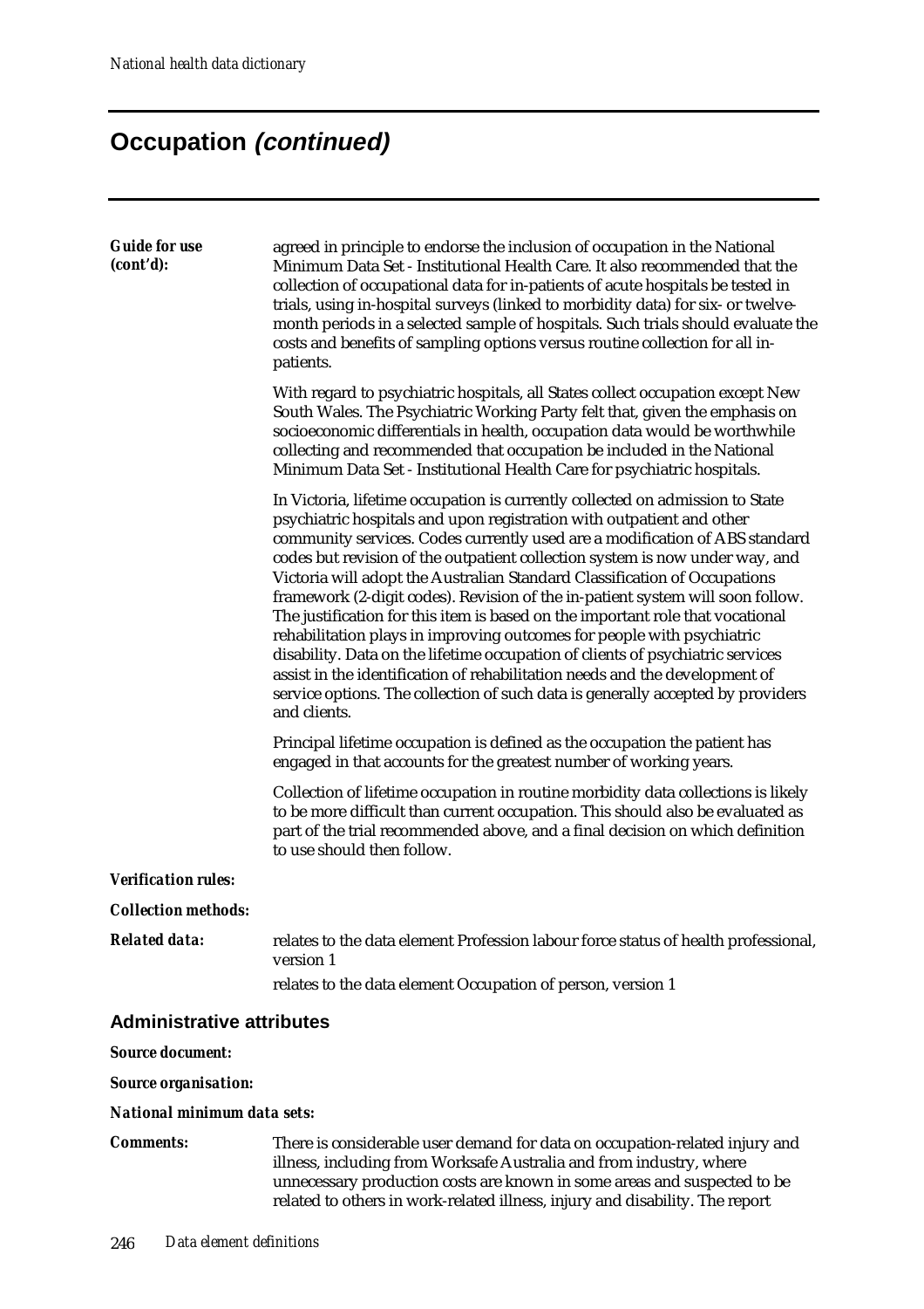## Occupation *(continued)*

***Guide for use (cont'd):***

agreed in principle to endorse the inclusion of occupation in the National Minimum Data Set - Institutional Health Care. It also recommended that the collection of occupational data for in-patients of acute hospitals be tested in trials, using in-hospital surveys (linked to morbidity data) for six- or twelve-month periods in a selected sample of hospitals. Such trials should evaluate the costs and benefits of sampling options versus routine collection for all in-patients.

With regard to psychiatric hospitals, all States collect occupation except New South Wales. The Psychiatric Working Party felt that, given the emphasis on socioeconomic differentials in health, occupation data would be worthwhile collecting and recommended that occupation be included in the National Minimum Data Set - Institutional Health Care for psychiatric hospitals.

In Victoria, lifetime occupation is currently collected on admission to State psychiatric hospitals and upon registration with outpatient and other community services. Codes currently used are a modification of ABS standard codes but revision of the outpatient collection system is now under way, and Victoria will adopt the Australian Standard Classification of Occupations framework (2-digit codes). Revision of the in-patient system will soon follow. The justification for this item is based on the important role that vocational rehabilitation plays in improving outcomes for people with psychiatric disability. Data on the lifetime occupation of clients of psychiatric services assist in the identification of rehabilitation needs and the development of service options. The collection of such data is generally accepted by providers and clients.

Principal lifetime occupation is defined as the occupation the patient has engaged in that accounts for the greatest number of working years.

Collection of lifetime occupation in routine morbidity data collections is likely to be more difficult than current occupation. This should also be evaluated as part of the trial recommended above, and a final decision on which definition to use should then follow.

***Verification rules:***

***Collection methods:***

***Related data:***

relates to the data element Profession labour force status of health professional, version 1

relates to the data element Occupation of person, version 1

### Administrative attributes

***Source document:***

***Source organisation:***

***National minimum data sets:***

***Comments:***

There is considerable user demand for data on occupation-related injury and illness, including from Worksafe Australia and from industry, where unnecessary production costs are known in some areas and suspected to be related to others in work-related illness, injury and disability. The report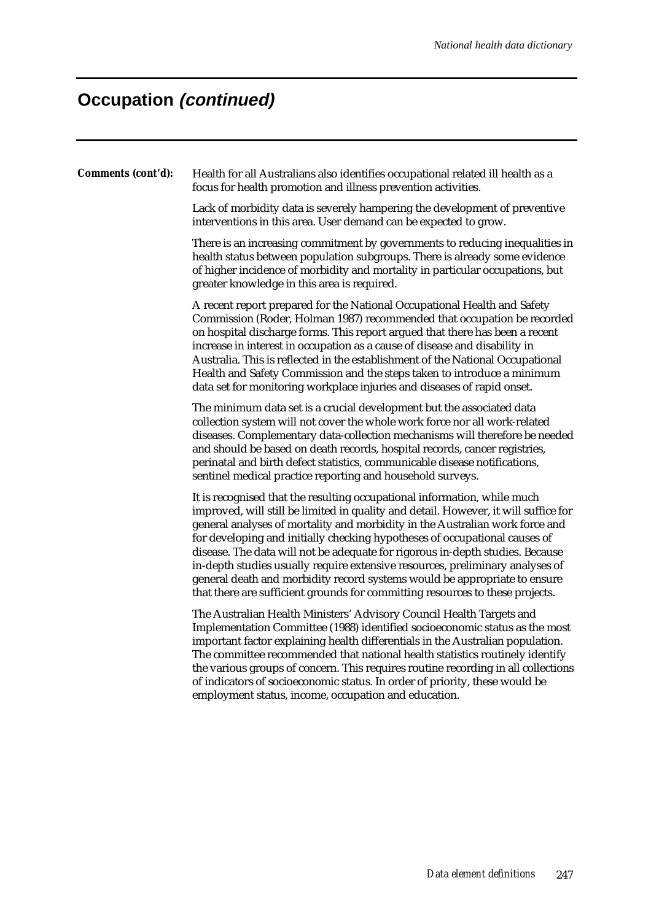## Occupation *(continued)*

***Comments (cont'd):*** Health for all Australians also identifies occupational related ill health as a focus for health promotion and illness prevention activities.

Lack of morbidity data is severely hampering the development of preventive interventions in this area. User demand can be expected to grow.

There is an increasing commitment by governments to reducing inequalities in health status between population subgroups. There is already some evidence of higher incidence of morbidity and mortality in particular occupations, but greater knowledge in this area is required.

A recent report prepared for the National Occupational Health and Safety Commission (Roder, Holman 1987) recommended that occupation be recorded on hospital discharge forms. This report argued that there has been a recent increase in interest in occupation as a cause of disease and disability in Australia. This is reflected in the establishment of the National Occupational Health and Safety Commission and the steps taken to introduce a minimum data set for monitoring workplace injuries and diseases of rapid onset.

The minimum data set is a crucial development but the associated data collection system will not cover the whole work force nor all work-related diseases. Complementary data-collection mechanisms will therefore be needed and should be based on death records, hospital records, cancer registries, perinatal and birth defect statistics, communicable disease notifications, sentinel medical practice reporting and household surveys.

It is recognised that the resulting occupational information, while much improved, will still be limited in quality and detail. However, it will suffice for general analyses of mortality and morbidity in the Australian work force and for developing and initially checking hypotheses of occupational causes of disease. The data will not be adequate for rigorous in-depth studies. Because in-depth studies usually require extensive resources, preliminary analyses of general death and morbidity record systems would be appropriate to ensure that there are sufficient grounds for committing resources to these projects.

The Australian Health Ministers' Advisory Council Health Targets and Implementation Committee (1988) identified socioeconomic status as the most important factor explaining health differentials in the Australian population. The committee recommended that national health statistics routinely identify the various groups of concern. This requires routine recording in all collections of indicators of socioeconomic status. In order of priority, these would be employment status, income, occupation and education.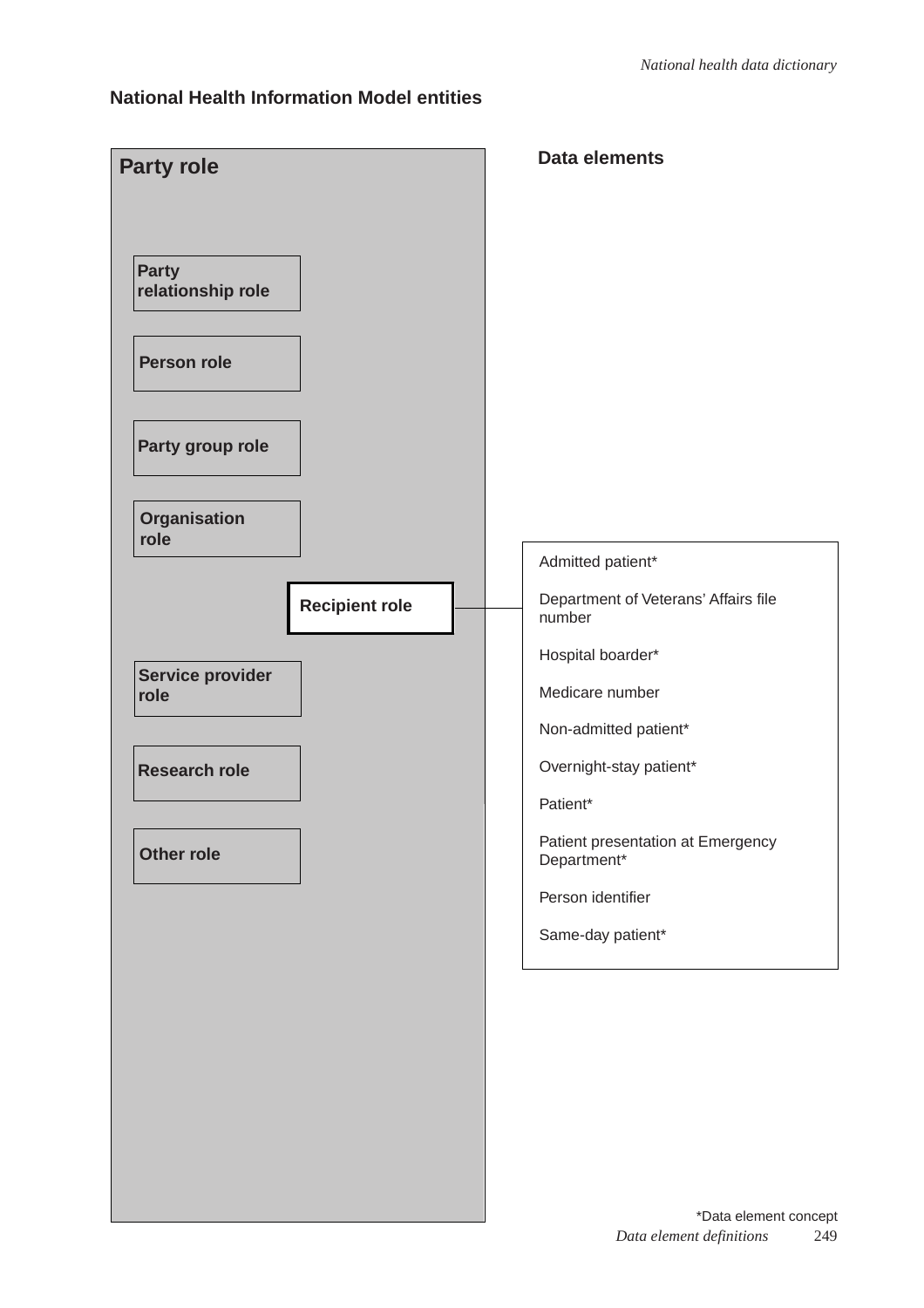## National Health Information Model entities

**Party role**

- **Party relationship role**
- **Person role**
- **Party group role**
- **Organisation role**
- **Recipient role**
- **Service provider role**
- **Research role**
- **Other role**

**Data elements**

Admitted patient*

Department of Veterans' Affairs file number

Hospital boarder*

Medicare number

Non-admitted patient*

Overnight-stay patient*

Patient*

Patient presentation at Emergency Department*

Person identifier

Same-day patient*

*Data element concept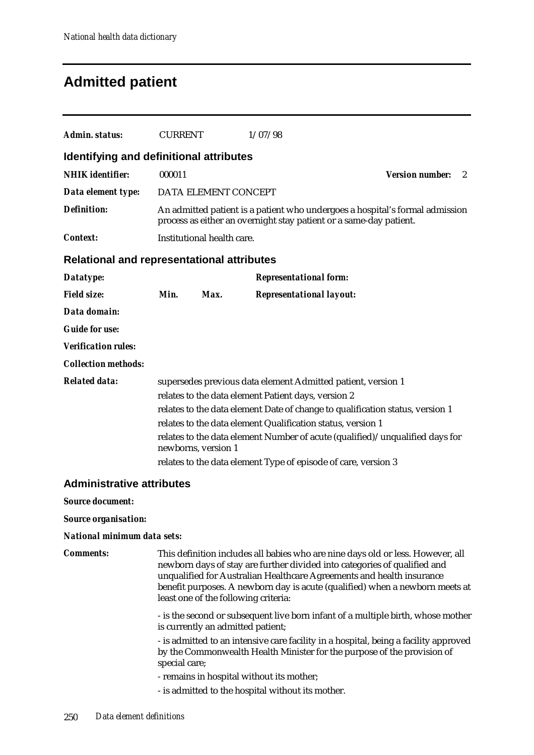# Admitted patient

| | | | |
|---|---|---|---|
| ***Admin. status:*** | CURRENT | 1/07/98 | |

## Identifying and definitional attributes

| | |
|---|---|
| ***NHIK identifier:*** | 000011 — ***Version number:*** 2 |
| ***Data element type:*** | DATA ELEMENT CONCEPT |
| ***Definition:*** | An admitted patient is a patient who undergoes a hospital's formal admission process as either an overnight stay patient or a same-day patient. |
| ***Context:*** | Institutional health care. |

## Relational and representational attributes

***Datatype:*** ***Representational form:***

***Field size:*** ***Min.*** ***Max.*** ***Representational layout:***

***Data domain:***

***Guide for use:***

***Verification rules:***

***Collection methods:***

***Related data:***

supersedes previous data element Admitted patient, version 1

relates to the data element Patient days, version 2

relates to the data element Date of change to qualification status, version 1

relates to the data element Qualification status, version 1

relates to the data element Number of acute (qualified)/unqualified days for newborns, version 1

relates to the data element Type of episode of care, version 3

## Administrative attributes

***Source document:***

***Source organisation:***

***National minimum data sets:***

***Comments:***

This definition includes all babies who are nine days old or less. However, all newborn days of stay are further divided into categories of qualified and unqualified for Australian Healthcare Agreements and health insurance benefit purposes. A newborn day is acute (qualified) when a newborn meets at least one of the following criteria:

- is the second or subsequent live born infant of a multiple birth, whose mother is currently an admitted patient;
- is admitted to an intensive care facility in a hospital, being a facility approved by the Commonwealth Health Minister for the purpose of the provision of special care;
- remains in hospital without its mother;
- is admitted to the hospital without its mother.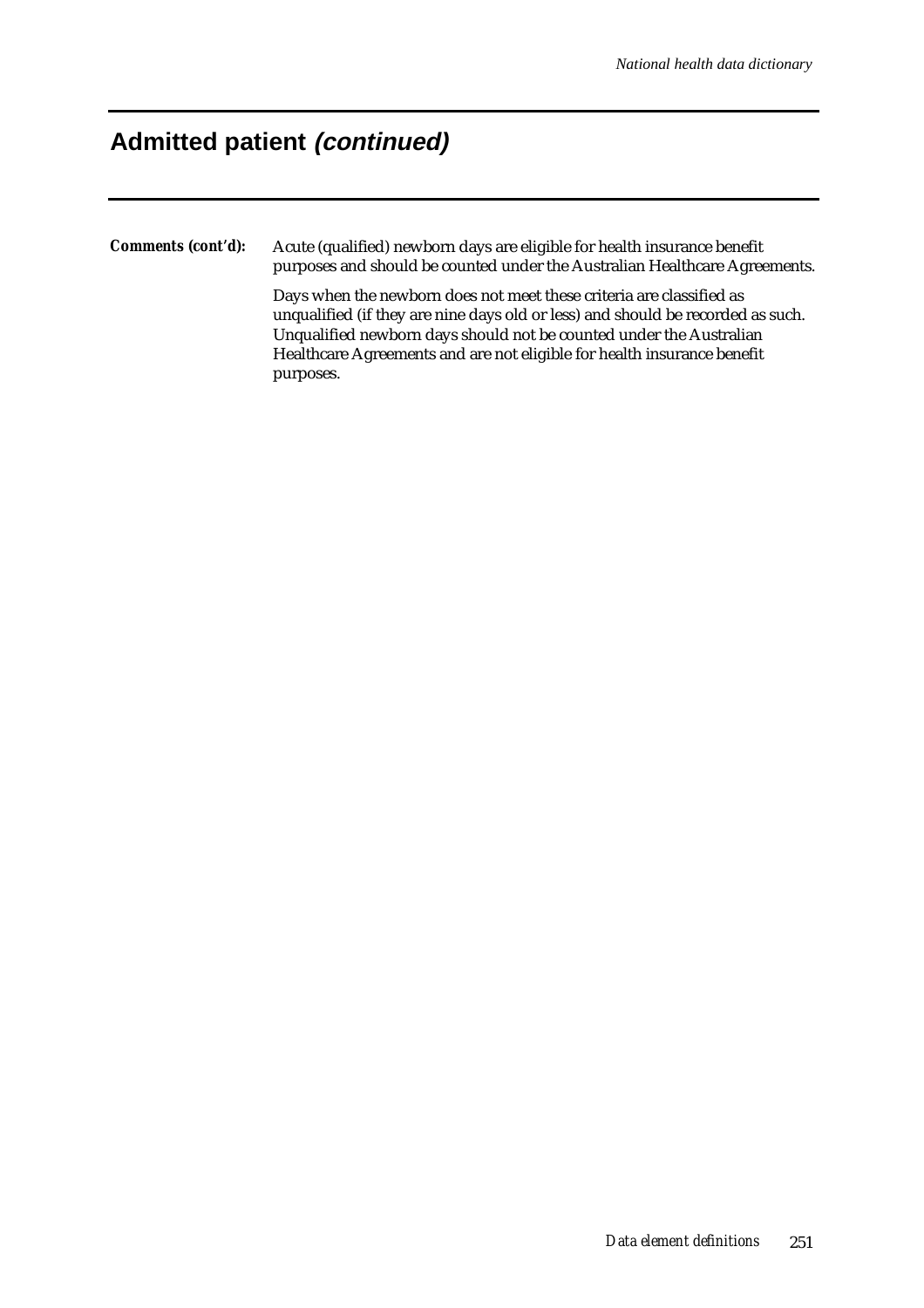## Admitted patient *(continued)*

***Comments (cont'd):*** Acute (qualified) newborn days are eligible for health insurance benefit purposes and should be counted under the Australian Healthcare Agreements.

Days when the newborn does not meet these criteria are classified as unqualified (if they are nine days old or less) and should be recorded as such. Unqualified newborn days should not be counted under the Australian Healthcare Agreements and are not eligible for health insurance benefit purposes.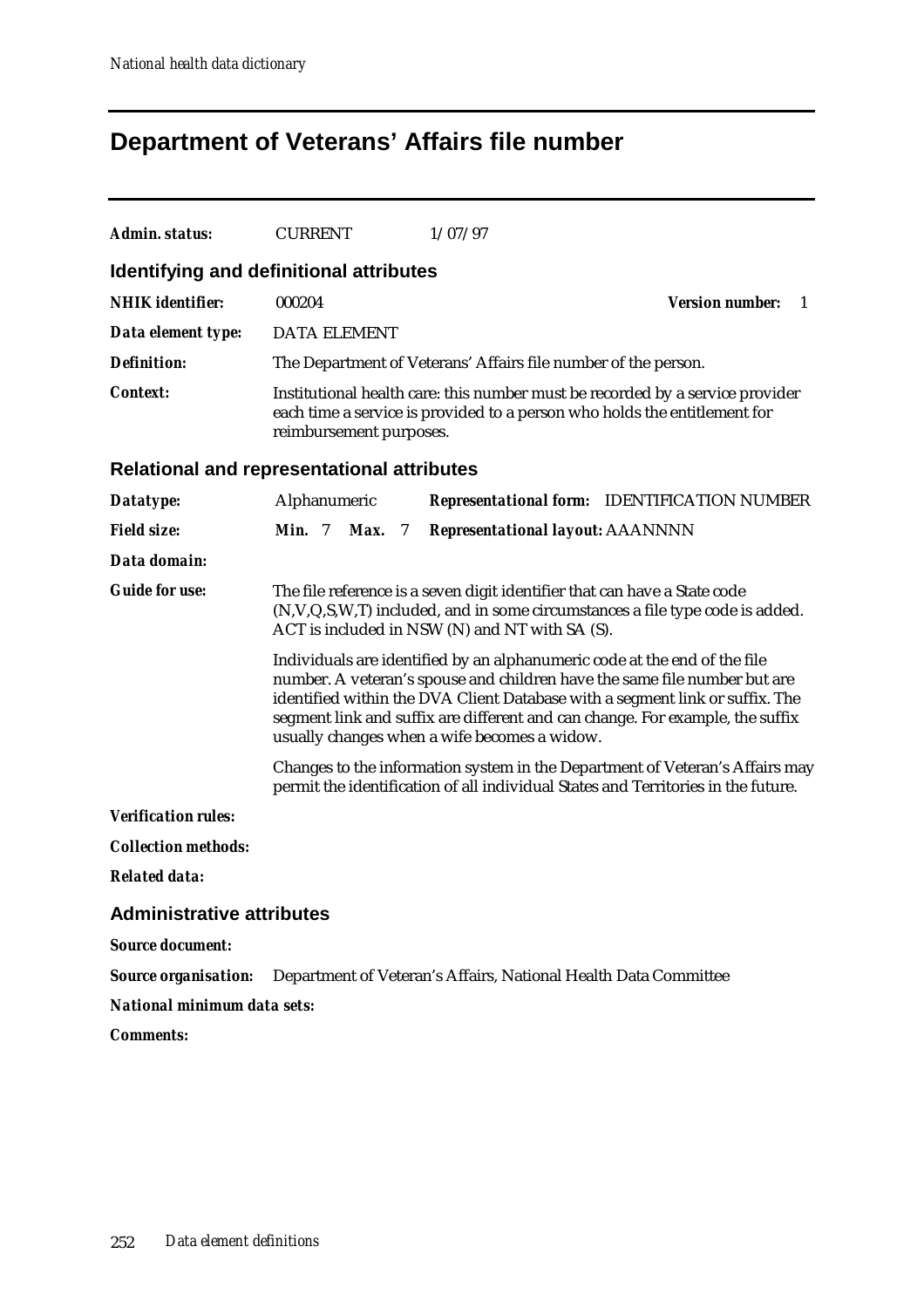# Department of Veterans' Affairs file number

***Admin. status:*** CURRENT 1/07/97

## Identifying and definitional attributes

***NHIK identifier:*** 000204 ***Version number:*** 1

***Data element type:*** DATA ELEMENT

***Definition:*** The Department of Veterans' Affairs file number of the person.

***Context:*** Institutional health care: this number must be recorded by a service provider each time a service is provided to a person who holds the entitlement for reimbursement purposes.

## Relational and representational attributes

***Datatype:*** Alphanumeric ***Representational form:*** IDENTIFICATION NUMBER

***Field size:*** ***Min.*** 7 ***Max.*** 7 ***Representational layout:*** AAANNNN

***Data domain:***

***Guide for use:*** The file reference is a seven digit identifier that can have a State code (N,V,Q,S,W,T) included, and in some circumstances a file type code is added. ACT is included in NSW (N) and NT with SA (S).

Individuals are identified by an alphanumeric code at the end of the file number. A veteran's spouse and children have the same file number but are identified within the DVA Client Database with a segment link or suffix. The segment link and suffix are different and can change. For example, the suffix usually changes when a wife becomes a widow.

Changes to the information system in the Department of Veteran's Affairs may permit the identification of all individual States and Territories in the future.

***Verification rules:***

***Collection methods:***

***Related data:***

## Administrative attributes

***Source document:***

***Source organisation:*** Department of Veteran's Affairs, National Health Data Committee

***National minimum data sets:***

***Comments:***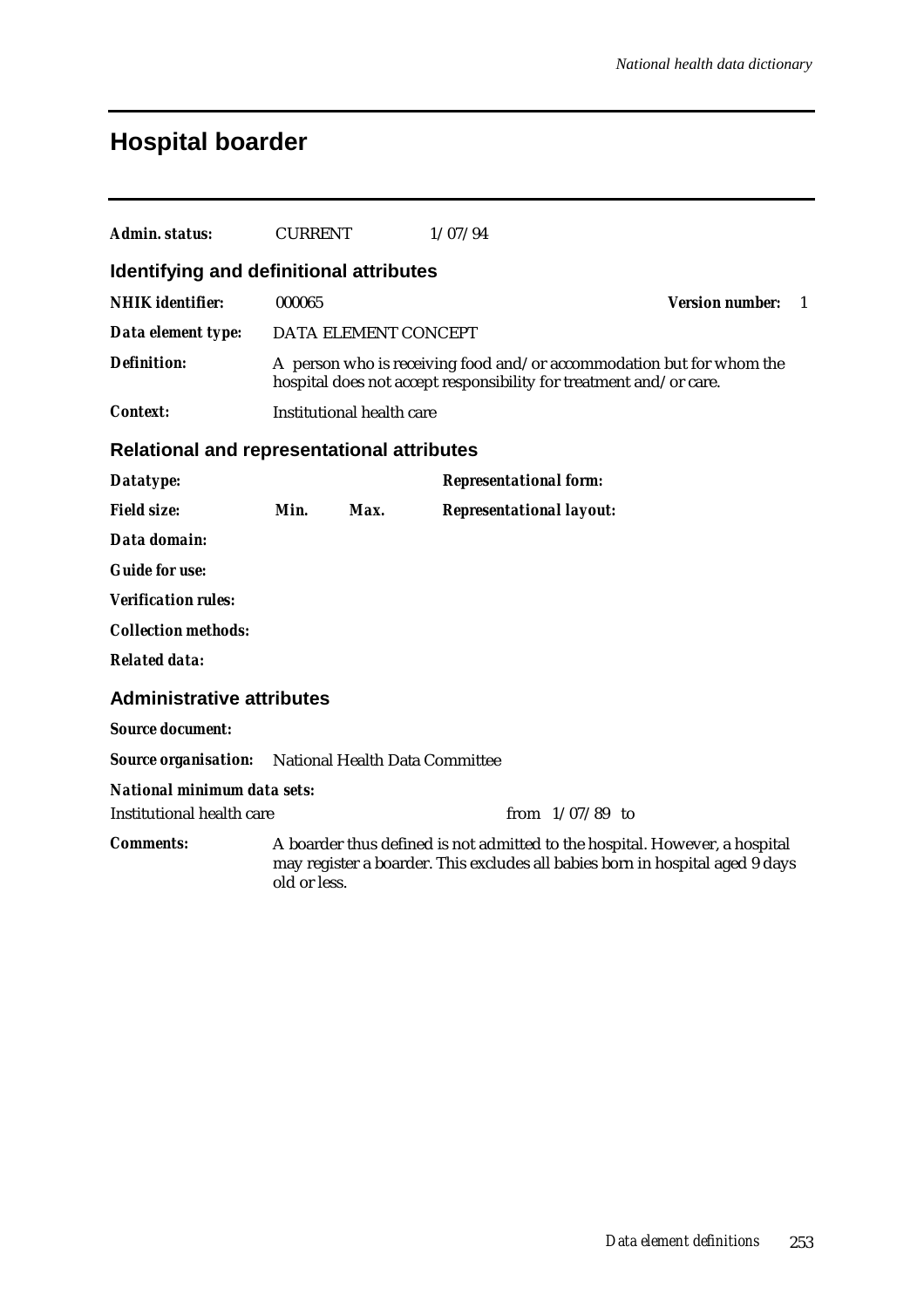# Hospital boarder

***Admin. status:*** CURRENT 1/07/94

## Identifying and definitional attributes

***NHIK identifier:*** 000065 ***Version number:*** 1

***Data element type:*** DATA ELEMENT CONCEPT

***Definition:*** A person who is receiving food and/or accommodation but for whom the hospital does not accept responsibility for treatment and/or care.

***Context:*** Institutional health care

## Relational and representational attributes

***Datatype:*** ***Representational form:***

***Field size:*** ***Min.*** ***Max.*** ***Representational layout:***

***Data domain:***

***Guide for use:***

***Verification rules:***

***Collection methods:***

***Related data:***

## Administrative attributes

***Source document:***

***Source organisation:*** National Health Data Committee

***National minimum data sets:***

Institutional health care from 1/07/89 to

***Comments:*** A boarder thus defined is not admitted to the hospital. However, a hospital may register a boarder. This excludes all babies born in hospital aged 9 days old or less.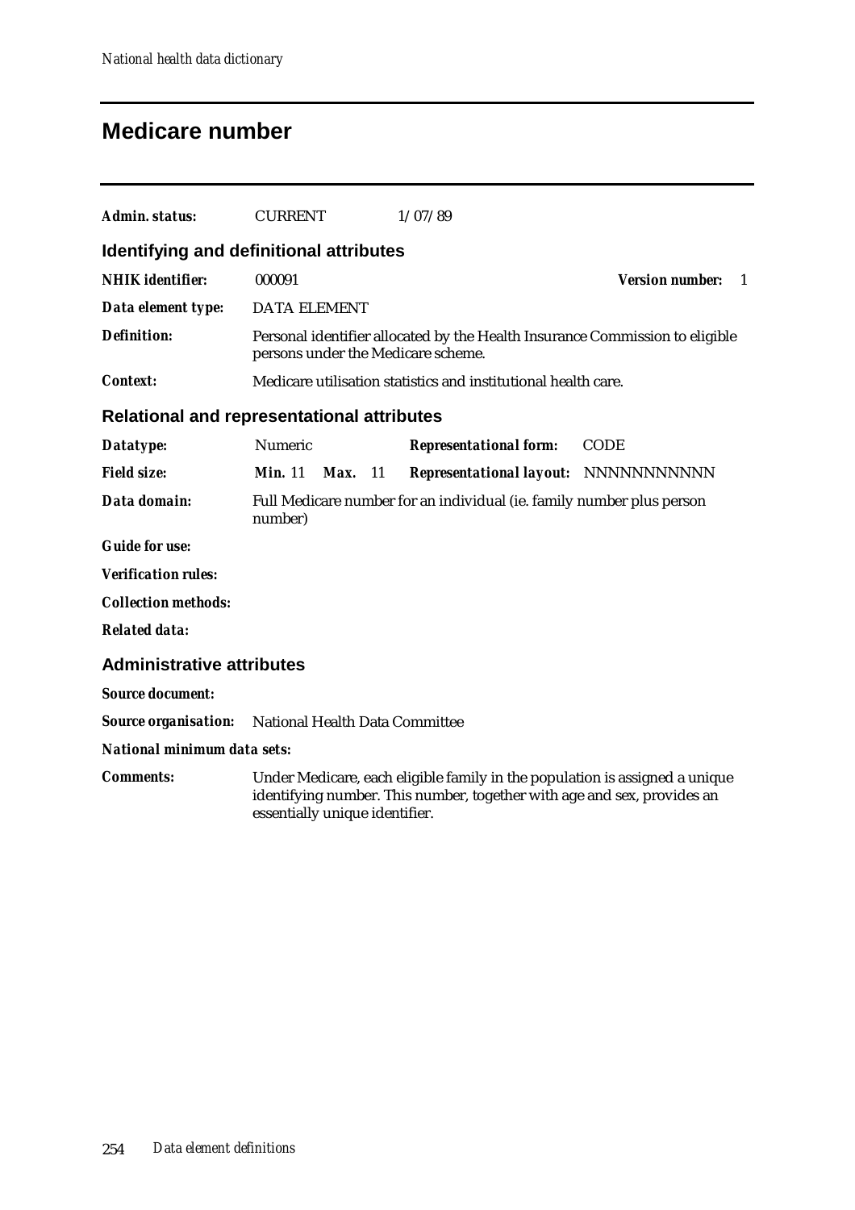# Medicare number

***Admin. status:*** CURRENT 1/07/89

## Identifying and definitional attributes

***NHIK identifier:*** 000091 ***Version number:*** 1

***Data element type:*** DATA ELEMENT

***Definition:*** Personal identifier allocated by the Health Insurance Commission to eligible persons under the Medicare scheme.

***Context:*** Medicare utilisation statistics and institutional health care.

## Relational and representational attributes

***Datatype:*** Numeric ***Representational form:*** CODE

***Field size:*** ***Min.*** 11 ***Max.*** 11 ***Representational layout:*** NNNNNNNNNNN

***Data domain:*** Full Medicare number for an individual (ie. family number plus person number)

***Guide for use:***

***Verification rules:***

***Collection methods:***

***Related data:***

## Administrative attributes

***Source document:***

***Source organisation:*** National Health Data Committee

***National minimum data sets:***

***Comments:*** Under Medicare, each eligible family in the population is assigned a unique identifying number. This number, together with age and sex, provides an essentially unique identifier.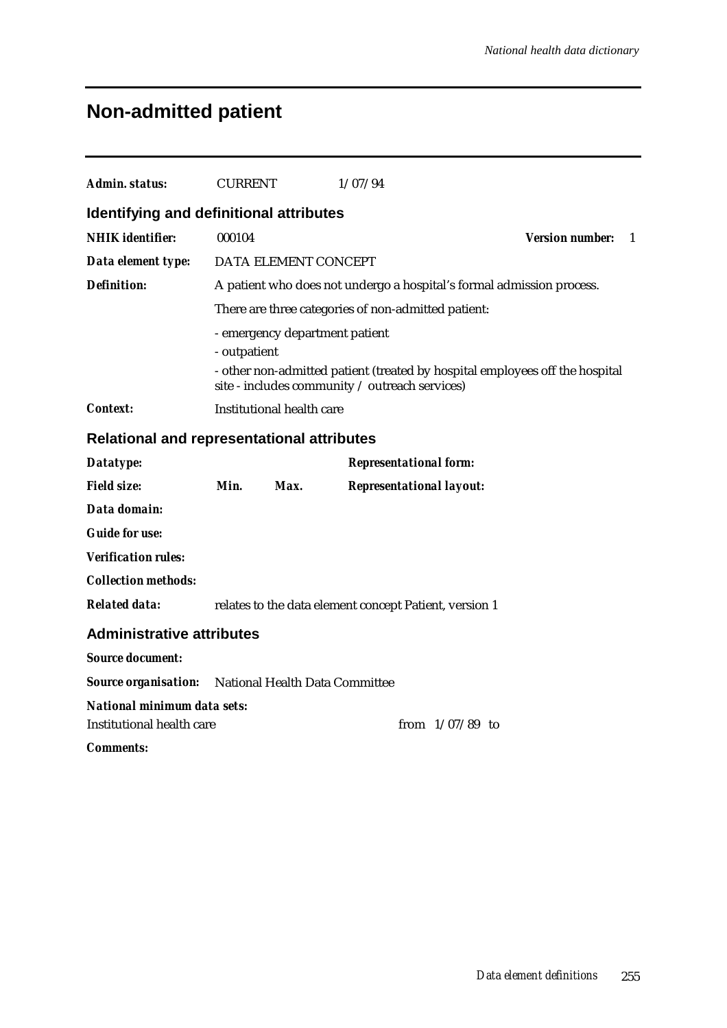# Non-admitted patient

***Admin. status:*** CURRENT 1/07/94

## Identifying and definitional attributes

***NHIK identifier:*** 000104 ***Version number:*** 1

***Data element type:*** DATA ELEMENT CONCEPT

***Definition:*** A patient who does not undergo a hospital's formal admission process.

There are three categories of non-admitted patient:

- emergency department patient
- outpatient
- other non-admitted patient (treated by hospital employees off the hospital site - includes community / outreach services)

***Context:*** Institutional health care

## Relational and representational attributes

***Datatype:*** ***Representational form:***

***Field size:*** ***Min.*** ***Max.*** ***Representational layout:***

***Data domain:***

***Guide for use:***

***Verification rules:***

***Collection methods:***

***Related data:*** relates to the data element concept Patient, version 1

## Administrative attributes

***Source document:***

***Source organisation:*** National Health Data Committee

***National minimum data sets:***

Institutional health care from 1/07/89 to

***Comments:***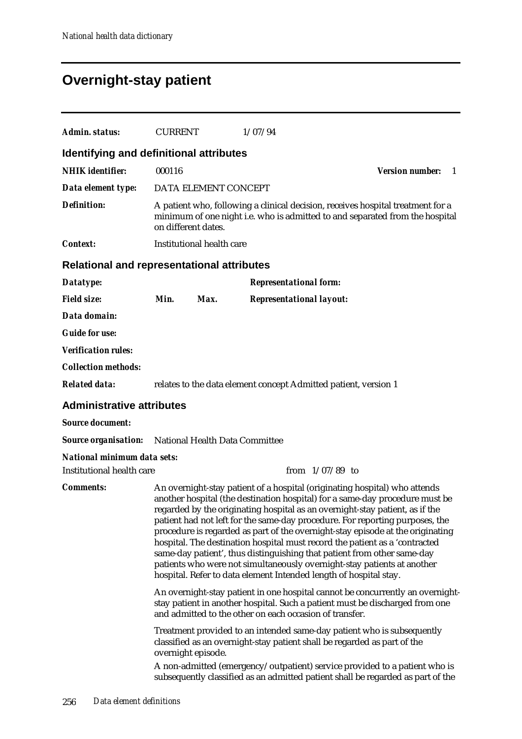# Overnight-stay patient

***Admin. status:*** CURRENT 1/07/94

## Identifying and definitional attributes

***NHIK identifier:*** 000116 ***Version number:*** 1

***Data element type:*** DATA ELEMENT CONCEPT

***Definition:*** A patient who, following a clinical decision, receives hospital treatment for a minimum of one night i.e. who is admitted to and separated from the hospital on different dates.

***Context:*** Institutional health care

## Relational and representational attributes

***Datatype:*** ***Representational form:***

***Field size:*** ***Min.*** ***Max.*** ***Representational layout:***

***Data domain:***

***Guide for use:***

***Verification rules:***

***Collection methods:***

***Related data:*** relates to the data element concept Admitted patient, version 1

## Administrative attributes

***Source document:***

***Source organisation:*** National Health Data Committee

***National minimum data sets:***

Institutional health care from 1/07/89 to

***Comments:*** An overnight-stay patient of a hospital (originating hospital) who attends another hospital (the destination hospital) for a same-day procedure must be regarded by the originating hospital as an overnight-stay patient, as if the patient had not left for the same-day procedure. For reporting purposes, the procedure is regarded as part of the overnight-stay episode at the originating hospital. The destination hospital must record the patient as a 'contracted same-day patient', thus distinguishing that patient from other same-day patients who were not simultaneously overnight-stay patients at another hospital. Refer to data element Intended length of hospital stay.

An overnight-stay patient in one hospital cannot be concurrently an overnight-stay patient in another hospital. Such a patient must be discharged from one and admitted to the other on each occasion of transfer.

Treatment provided to an intended same-day patient who is subsequently classified as an overnight-stay patient shall be regarded as part of the overnight episode.

A non-admitted (emergency/outpatient) service provided to a patient who is subsequently classified as an admitted patient shall be regarded as part of the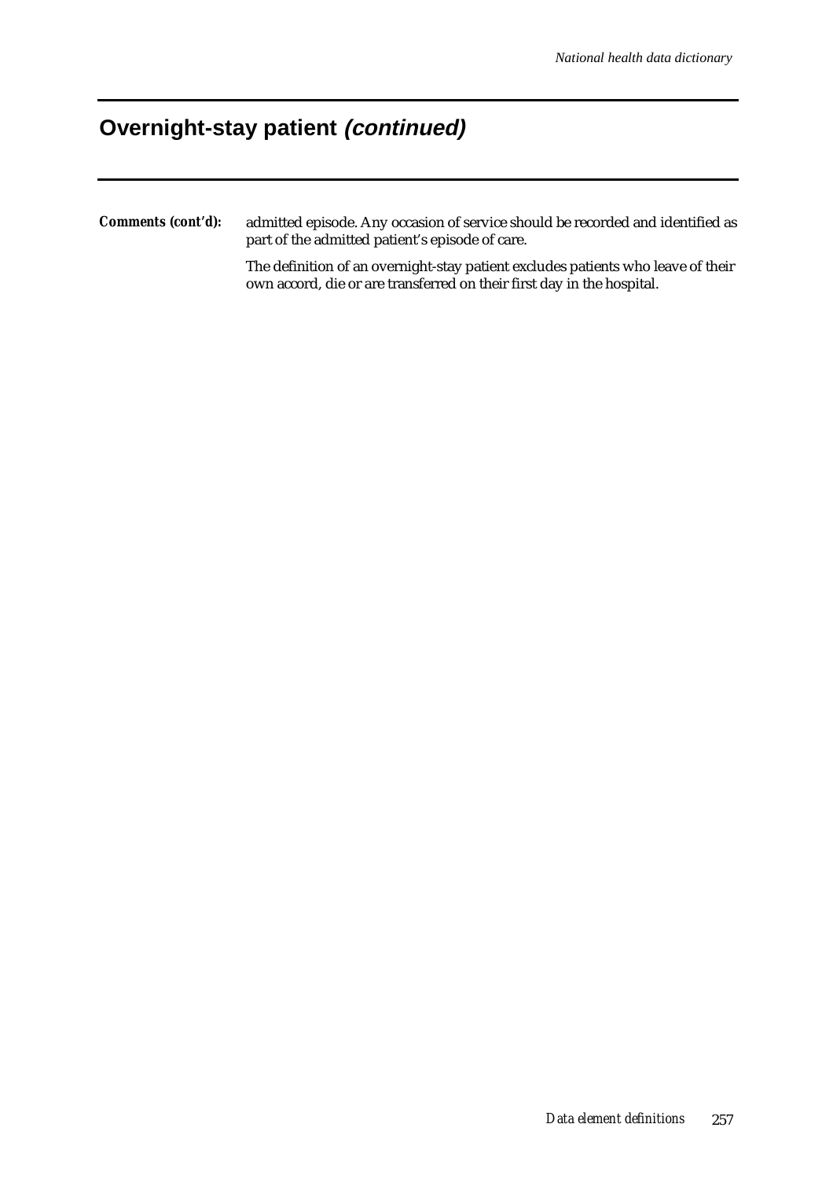## Overnight-stay patient *(continued)*

***Comments (cont'd):*** admitted episode. Any occasion of service should be recorded and identified as part of the admitted patient's episode of care.

The definition of an overnight-stay patient excludes patients who leave of their own accord, die or are transferred on their first day in the hospital.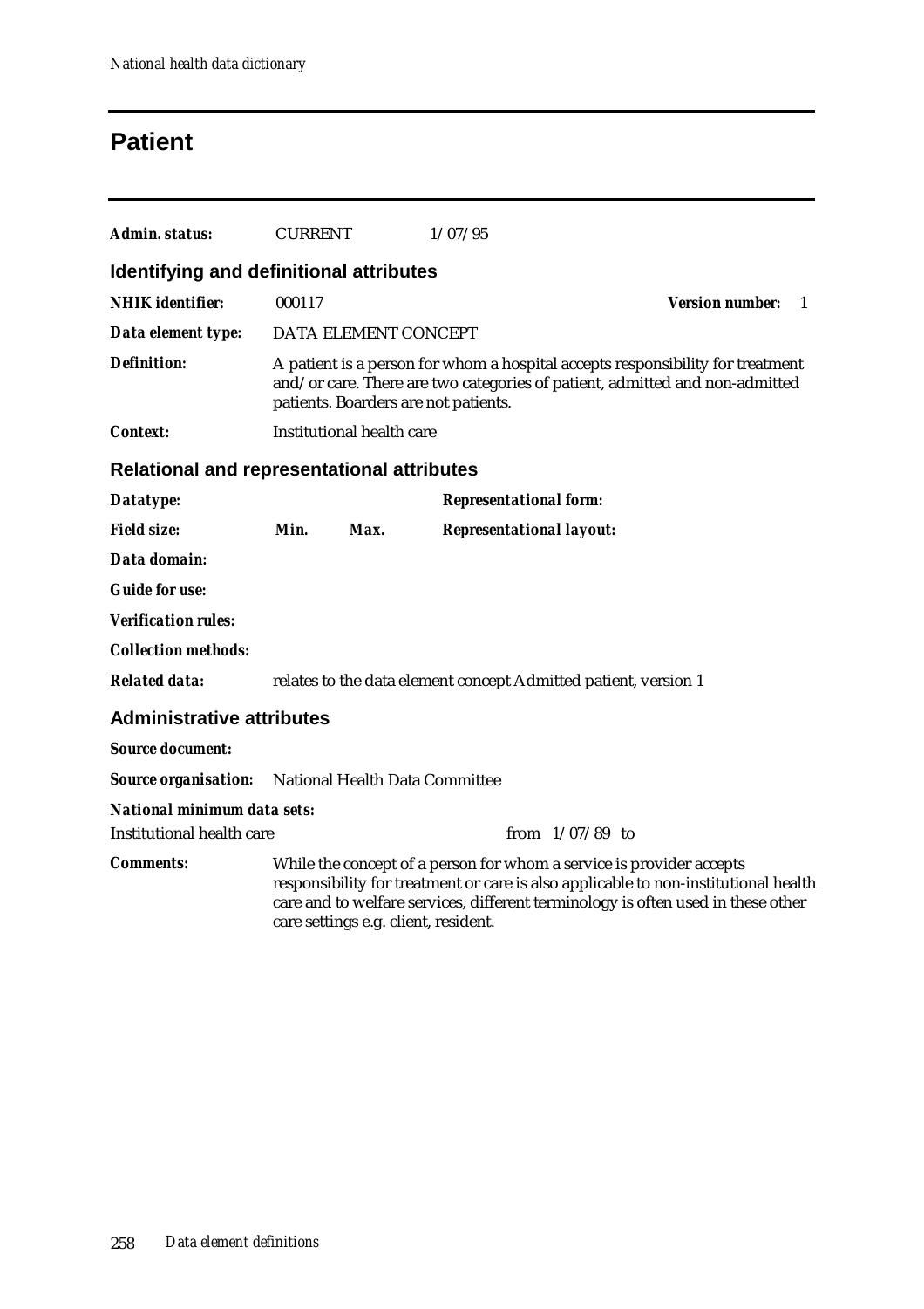# Patient

**Admin. status:** CURRENT 1/07/95

## Identifying and definitional attributes

**NHIK identifier:** 000117 **Version number:** 1

**Data element type:** DATA ELEMENT CONCEPT

**Definition:** A patient is a person for whom a hospital accepts responsibility for treatment and/or care. There are two categories of patient, admitted and non-admitted patients. Boarders are not patients.

**Context:** Institutional health care

## Relational and representational attributes

**Datatype:**

**Representational form:**

**Field size:** **Min.** **Max.**

**Representational layout:**

**Data domain:**

**Guide for use:**

**Verification rules:**

**Collection methods:**

**Related data:** relates to the data element concept Admitted patient, version 1

## Administrative attributes

**Source document:**

**Source organisation:** National Health Data Committee

**National minimum data sets:**

Institutional health care from 1/07/89 to

**Comments:** While the concept of a person for whom a service is provider accepts responsibility for treatment or care is also applicable to non-institutional health care and to welfare services, different terminology is often used in these other care settings e.g. client, resident.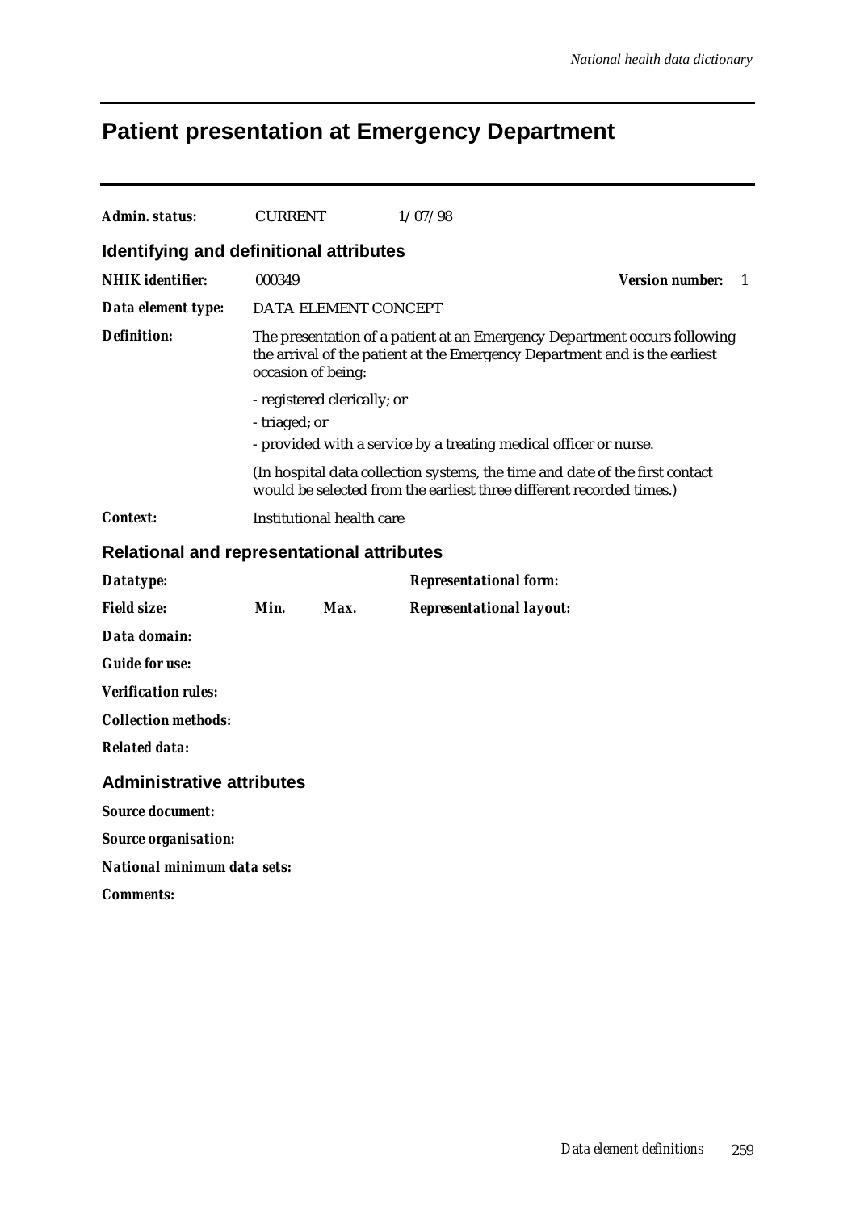# Patient presentation at Emergency Department

***Admin. status:*** CURRENT 1/07/98

## Identifying and definitional attributes

***NHIK identifier:*** 000349 ***Version number:*** 1

***Data element type:*** DATA ELEMENT CONCEPT

***Definition:*** The presentation of a patient at an Emergency Department occurs following the arrival of the patient at the Emergency Department and is the earliest occasion of being:

- registered clerically; or
- triaged; or
- provided with a service by a treating medical officer or nurse.

(In hospital data collection systems, the time and date of the first contact would be selected from the earliest three different recorded times.)

***Context:*** Institutional health care

## Relational and representational attributes

***Datatype:*** ***Representational form:***

***Field size:*** ***Min.*** ***Max.*** ***Representational layout:***

***Data domain:***

***Guide for use:***

***Verification rules:***

***Collection methods:***

***Related data:***

## Administrative attributes

***Source document:***

***Source organisation:***

***National minimum data sets:***

***Comments:***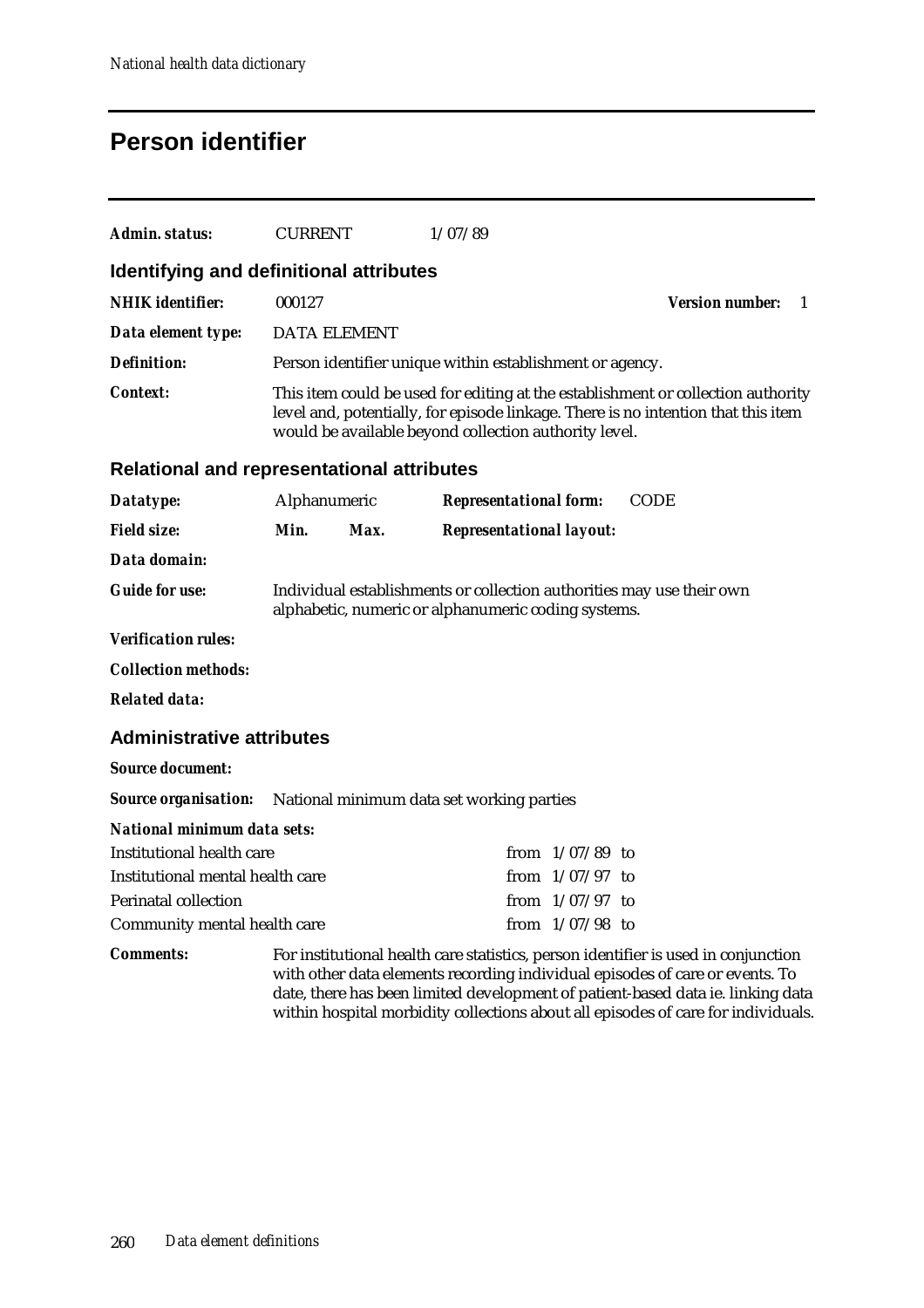# Person identifier

**Admin. status:** CURRENT 1/07/89

## Identifying and definitional attributes

**NHIK identifier:** 000127 **Version number:** 1

**Data element type:** DATA ELEMENT

**Definition:** Person identifier unique within establishment or agency.

**Context:** This item could be used for editing at the establishment or collection authority level and, potentially, for episode linkage. There is no intention that this item would be available beyond collection authority level.

## Relational and representational attributes

**Datatype:** Alphanumeric **Representational form:** CODE

**Field size:** **Min.** **Max.** **Representational layout:**

**Data domain:**

**Guide for use:** Individual establishments or collection authorities may use their own alphabetic, numeric or alphanumeric coding systems.

**Verification rules:**

**Collection methods:**

**Related data:**

## Administrative attributes

**Source document:**

**Source organisation:** National minimum data set working parties

**National minimum data sets:**

| | |
|---|---|
| Institutional health care | from 1/07/89 to |
| Institutional mental health care | from 1/07/97 to |
| Perinatal collection | from 1/07/97 to |
| Community mental health care | from 1/07/98 to |

**Comments:** For institutional health care statistics, person identifier is used in conjunction with other data elements recording individual episodes of care or events. To date, there has been limited development of patient-based data ie. linking data within hospital morbidity collections about all episodes of care for individuals.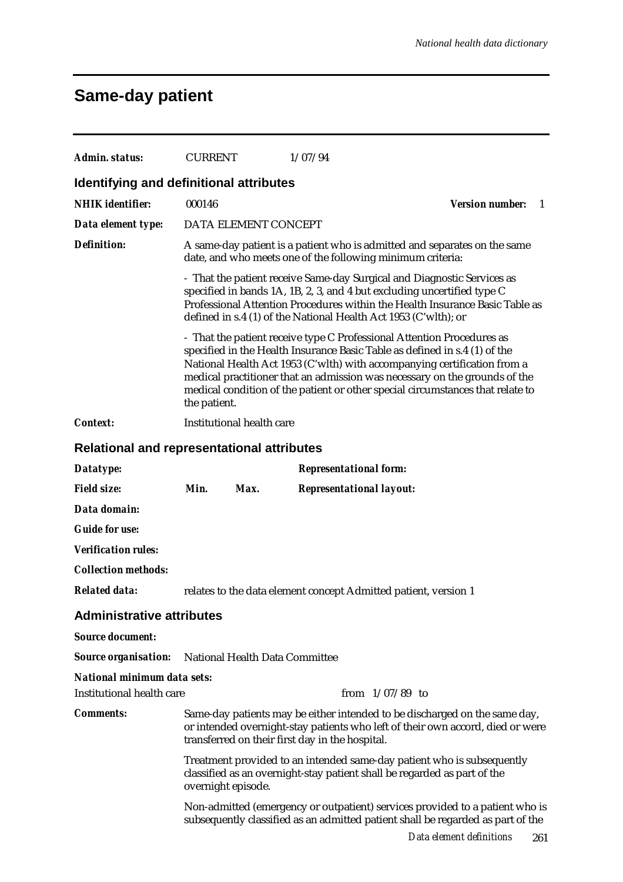# Same-day patient

***Admin. status:*** CURRENT 1/07/94

## Identifying and definitional attributes

***NHIK identifier:*** 000146 ***Version number:*** 1

***Data element type:*** DATA ELEMENT CONCEPT

***Definition:*** A same-day patient is a patient who is admitted and separates on the same date, and who meets one of the following minimum criteria:

- That the patient receive Same-day Surgical and Diagnostic Services as specified in bands 1A, 1B, 2, 3, and 4 but excluding uncertified type C Professional Attention Procedures within the Health Insurance Basic Table as defined in s.4 (1) of the National Health Act 1953 (C'wlth); or

- That the patient receive type C Professional Attention Procedures as specified in the Health Insurance Basic Table as defined in s.4 (1) of the National Health Act 1953 (C'wlth) with accompanying certification from a medical practitioner that an admission was necessary on the grounds of the medical condition of the patient or other special circumstances that relate to the patient.

***Context:*** Institutional health care

## Relational and representational attributes

***Datatype:*** ***Representational form:***

***Field size:*** ***Min.*** ***Max.*** ***Representational layout:***

***Data domain:***

***Guide for use:***

***Verification rules:***

***Collection methods:***

***Related data:*** relates to the data element concept Admitted patient, version 1

## Administrative attributes

***Source document:***

***Source organisation:*** National Health Data Committee

***National minimum data sets:***

Institutional health care from 1/07/89 to

***Comments:*** Same-day patients may be either intended to be discharged on the same day, or intended overnight-stay patients who left of their own accord, died or were transferred on their first day in the hospital.

Treatment provided to an intended same-day patient who is subsequently classified as an overnight-stay patient shall be regarded as part of the overnight episode.

Non-admitted (emergency or outpatient) services provided to a patient who is subsequently classified as an admitted patient shall be regarded as part of the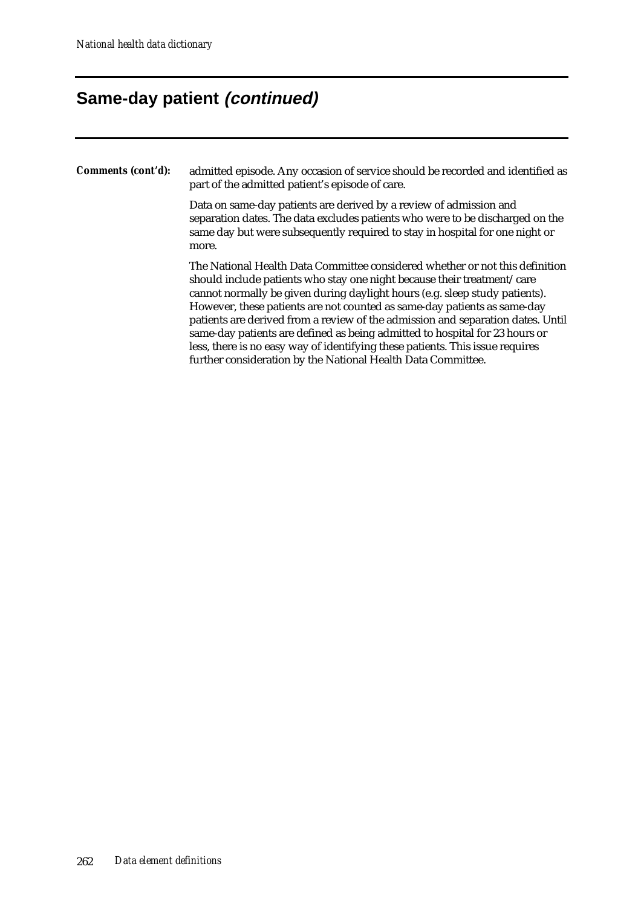## Same-day patient *(continued)*

**Comments (cont'd):** admitted episode. Any occasion of service should be recorded and identified as part of the admitted patient's episode of care.

Data on same-day patients are derived by a review of admission and separation dates. The data excludes patients who were to be discharged on the same day but were subsequently required to stay in hospital for one night or more.

The National Health Data Committee considered whether or not this definition should include patients who stay one night because their treatment/care cannot normally be given during daylight hours (e.g. sleep study patients). However, these patients are not counted as same-day patients as same-day patients are derived from a review of the admission and separation dates. Until same-day patients are defined as being admitted to hospital for 23 hours or less, there is no easy way of identifying these patients. This issue requires further consideration by the National Health Data Committee.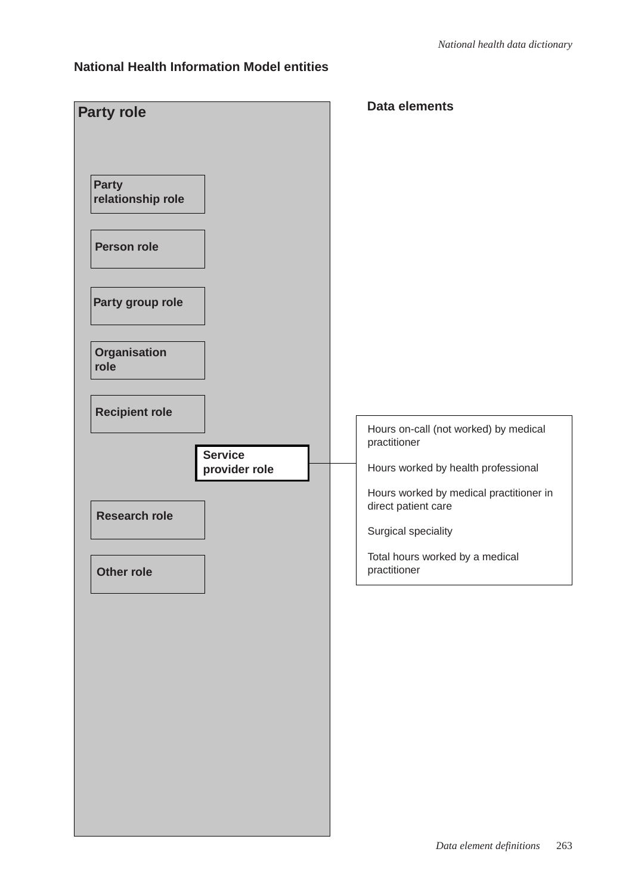## National Health Information Model entities

**Party role**

- **Party relationship role**
- **Person role**
- **Party group role**
- **Organisation role**
- **Recipient role**
- **Service provider role**
- **Research role**
- **Other role**

**Data elements**

Service provider role:

- Hours on-call (not worked) by medical practitioner
- Hours worked by health professional
- Hours worked by medical practitioner in direct patient care
- Surgical speciality
- Total hours worked by a medical practitioner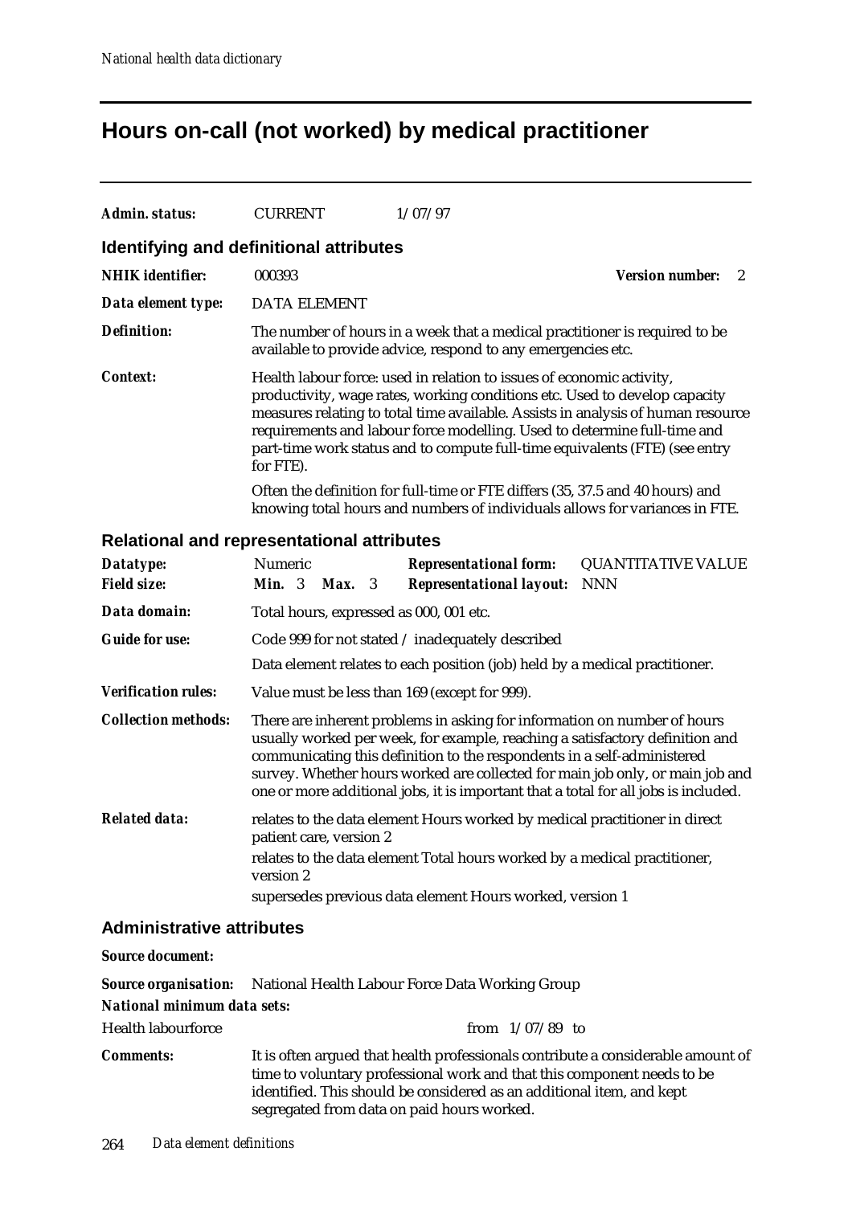# Hours on-call (not worked) by medical practitioner

***Admin. status:*** CURRENT 1/07/97

## Identifying and definitional attributes

***NHIK identifier:*** 000393 ***Version number:*** 2

***Data element type:*** DATA ELEMENT

***Definition:*** The number of hours in a week that a medical practitioner is required to be available to provide advice, respond to any emergencies etc.

***Context:*** Health labour force: used in relation to issues of economic activity, productivity, wage rates, working conditions etc. Used to develop capacity measures relating to total time available. Assists in analysis of human resource requirements and labour force modelling. Used to determine full-time and part-time work status and to compute full-time equivalents (FTE) (see entry for FTE).

Often the definition for full-time or FTE differs (35, 37.5 and 40 hours) and knowing total hours and numbers of individuals allows for variances in FTE.

## Relational and representational attributes

***Datatype:*** Numeric ***Representational form:*** QUANTITATIVE VALUE

***Field size:*** ***Min.*** 3 ***Max.*** 3 ***Representational layout:*** NNN

***Data domain:*** Total hours, expressed as 000, 001 etc.

***Guide for use:*** Code 999 for not stated / inadequately described

Data element relates to each position (job) held by a medical practitioner.

***Verification rules:*** Value must be less than 169 (except for 999).

***Collection methods:*** There are inherent problems in asking for information on number of hours usually worked per week, for example, reaching a satisfactory definition and communicating this definition to the respondents in a self-administered survey. Whether hours worked are collected for main job only, or main job and one or more additional jobs, it is important that a total for all jobs is included.

***Related data:*** relates to the data element Hours worked by medical practitioner in direct patient care, version 2

relates to the data element Total hours worked by a medical practitioner, version 2

supersedes previous data element Hours worked, version 1

## Administrative attributes

***Source document:***

***Source organisation:*** National Health Labour Force Data Working Group

***National minimum data sets:***

Health labourforce from 1/07/89 to

***Comments:*** It is often argued that health professionals contribute a considerable amount of time to voluntary professional work and that this component needs to be identified. This should be considered as an additional item, and kept segregated from data on paid hours worked.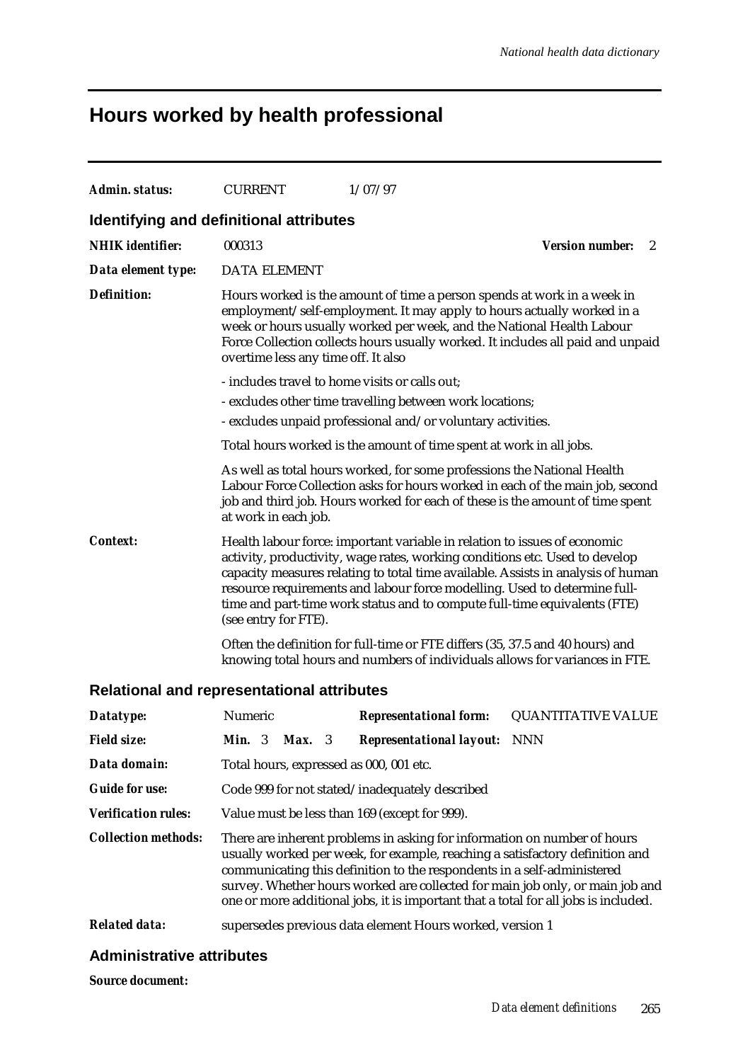# Hours worked by health professional

***Admin. status:*** CURRENT 1/07/97

## Identifying and definitional attributes

***NHIK identifier:*** 000313 ***Version number:*** 2

***Data element type:*** DATA ELEMENT

***Definition:*** Hours worked is the amount of time a person spends at work in a week in employment/self-employment. It may apply to hours actually worked in a week or hours usually worked per week, and the National Health Labour Force Collection collects hours usually worked. It includes all paid and unpaid overtime less any time off. It also

- includes travel to home visits or calls out;
- excludes other time travelling between work locations;
- excludes unpaid professional and/or voluntary activities.

Total hours worked is the amount of time spent at work in all jobs.

As well as total hours worked, for some professions the National Health Labour Force Collection asks for hours worked in each of the main job, second job and third job. Hours worked for each of these is the amount of time spent at work in each job.

***Context:*** Health labour force: important variable in relation to issues of economic activity, productivity, wage rates, working conditions etc. Used to develop capacity measures relating to total time available. Assists in analysis of human resource requirements and labour force modelling. Used to determine full-time and part-time work status and to compute full-time equivalents (FTE) (see entry for FTE).

Often the definition for full-time or FTE differs (35, 37.5 and 40 hours) and knowing total hours and numbers of individuals allows for variances in FTE.

## Relational and representational attributes

***Datatype:*** Numeric ***Representational form:*** QUANTITATIVE VALUE

***Field size:*** ***Min.*** 3 ***Max.*** 3 ***Representational layout:*** NNN

***Data domain:*** Total hours, expressed as 000, 001 etc.

***Guide for use:*** Code 999 for not stated/inadequately described

***Verification rules:*** Value must be less than 169 (except for 999).

***Collection methods:*** There are inherent problems in asking for information on number of hours usually worked per week, for example, reaching a satisfactory definition and communicating this definition to the respondents in a self-administered survey. Whether hours worked are collected for main job only, or main job and one or more additional jobs, it is important that a total for all jobs is included.

***Related data:*** supersedes previous data element Hours worked, version 1

## Administrative attributes

***Source document:***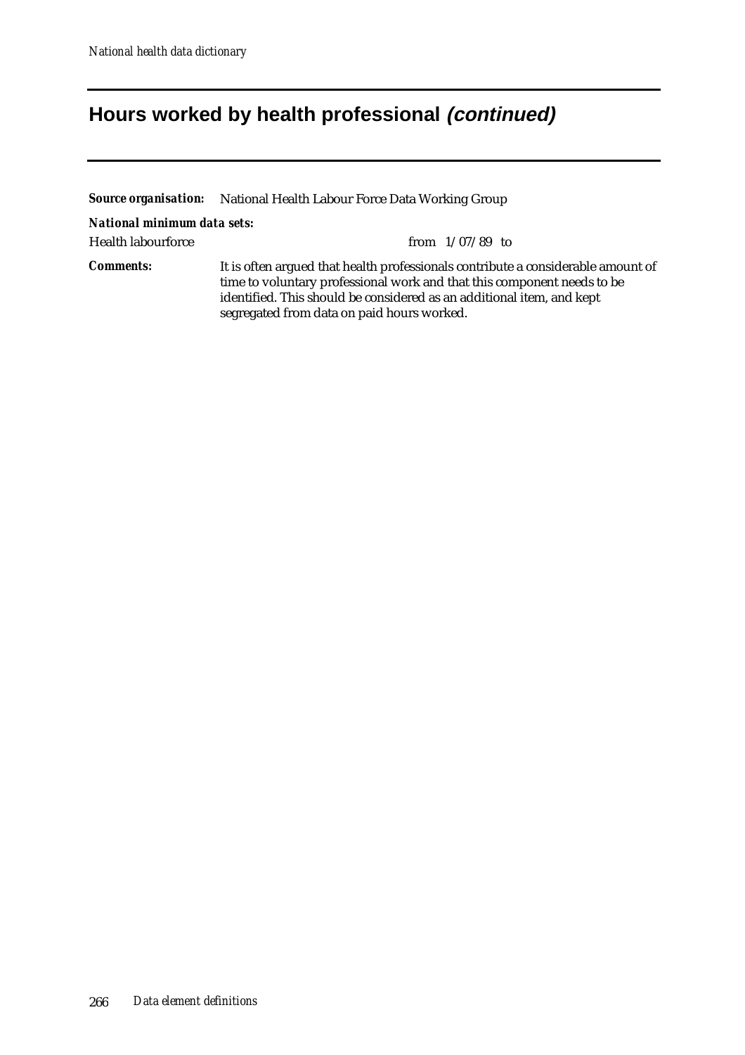## Hours worked by health professional *(continued)*

***Source organisation:*** National Health Labour Force Data Working Group

***National minimum data sets:***

Health labourforce from 1/07/89 to

***Comments:*** It is often argued that health professionals contribute a considerable amount of time to voluntary professional work and that this component needs to be identified. This should be considered as an additional item, and kept segregated from data on paid hours worked.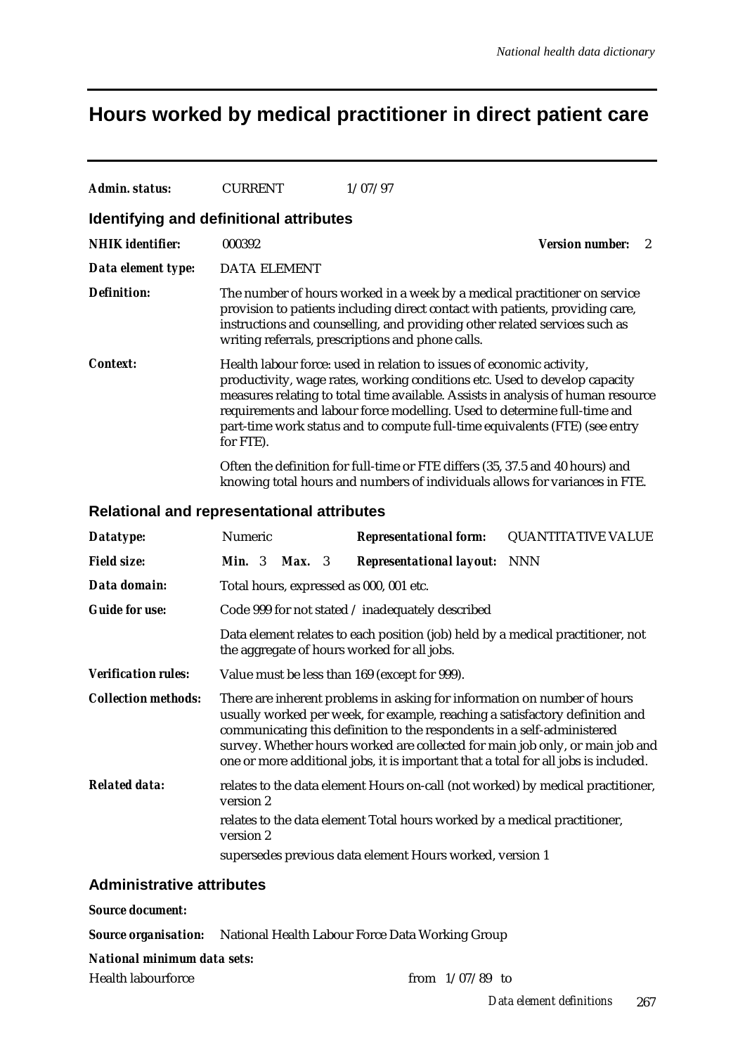# Hours worked by medical practitioner in direct patient care

***Admin. status:*** CURRENT 1/07/97

## Identifying and definitional attributes

***NHIK identifier:*** 000392 ***Version number:*** 2

***Data element type:*** DATA ELEMENT

***Definition:*** The number of hours worked in a week by a medical practitioner on service provision to patients including direct contact with patients, providing care, instructions and counselling, and providing other related services such as writing referrals, prescriptions and phone calls.

***Context:*** Health labour force: used in relation to issues of economic activity, productivity, wage rates, working conditions etc. Used to develop capacity measures relating to total time available. Assists in analysis of human resource requirements and labour force modelling. Used to determine full-time and part-time work status and to compute full-time equivalents (FTE) (see entry for FTE).

Often the definition for full-time or FTE differs (35, 37.5 and 40 hours) and knowing total hours and numbers of individuals allows for variances in FTE.

## Relational and representational attributes

***Datatype:*** Numeric ***Representational form:*** QUANTITATIVE VALUE

***Field size:*** ***Min.*** 3 ***Max.*** 3 ***Representational layout:*** NNN

***Data domain:*** Total hours, expressed as 000, 001 etc.

***Guide for use:*** Code 999 for not stated / inadequately described

Data element relates to each position (job) held by a medical practitioner, not the aggregate of hours worked for all jobs.

***Verification rules:*** Value must be less than 169 (except for 999).

***Collection methods:*** There are inherent problems in asking for information on number of hours usually worked per week, for example, reaching a satisfactory definition and communicating this definition to the respondents in a self-administered survey. Whether hours worked are collected for main job only, or main job and one or more additional jobs, it is important that a total for all jobs is included.

***Related data:*** relates to the data element Hours on-call (not worked) by medical practitioner, version 2

relates to the data element Total hours worked by a medical practitioner, version 2

supersedes previous data element Hours worked, version 1

## Administrative attributes

***Source document:***

***Source organisation:*** National Health Labour Force Data Working Group

***National minimum data sets:***

Health labourforce from 1/07/89 to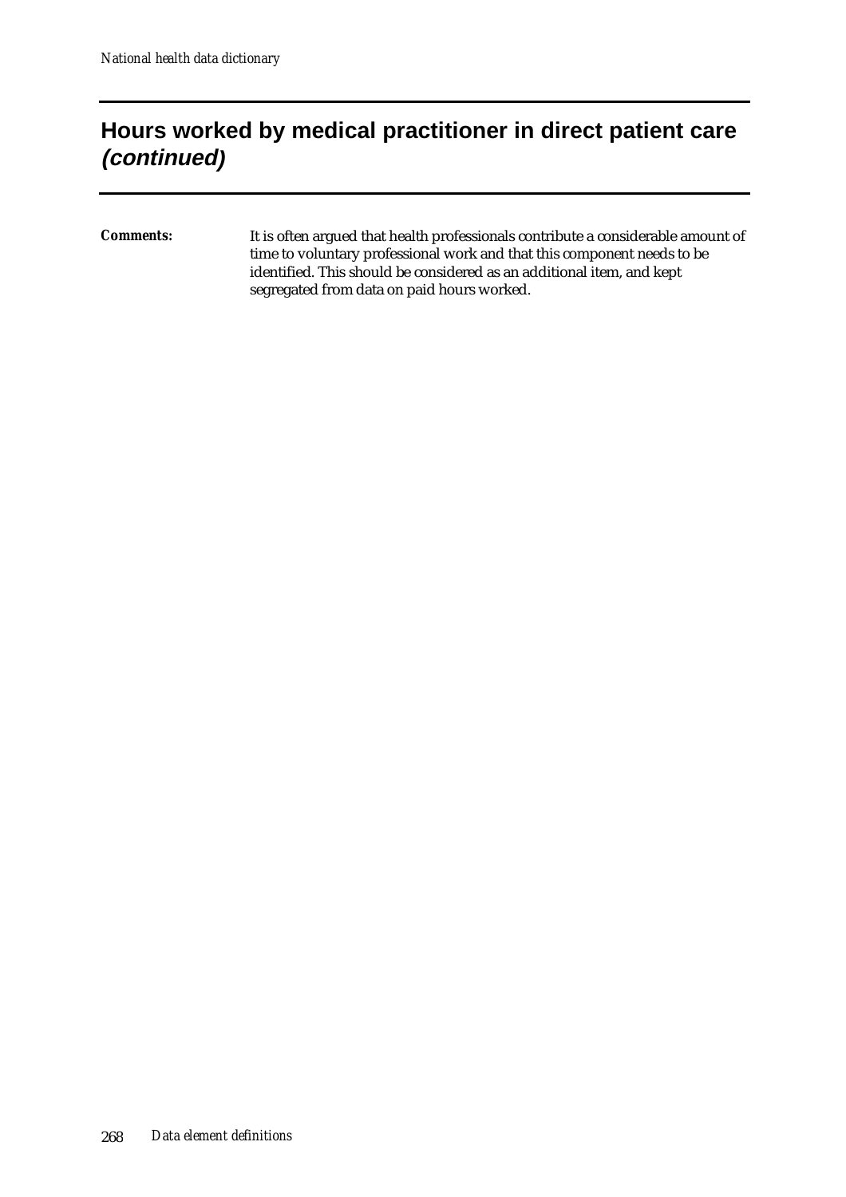## Hours worked by medical practitioner in direct patient care *(continued)*

***Comments:*** It is often argued that health professionals contribute a considerable amount of time to voluntary professional work and that this component needs to be identified. This should be considered as an additional item, and kept segregated from data on paid hours worked.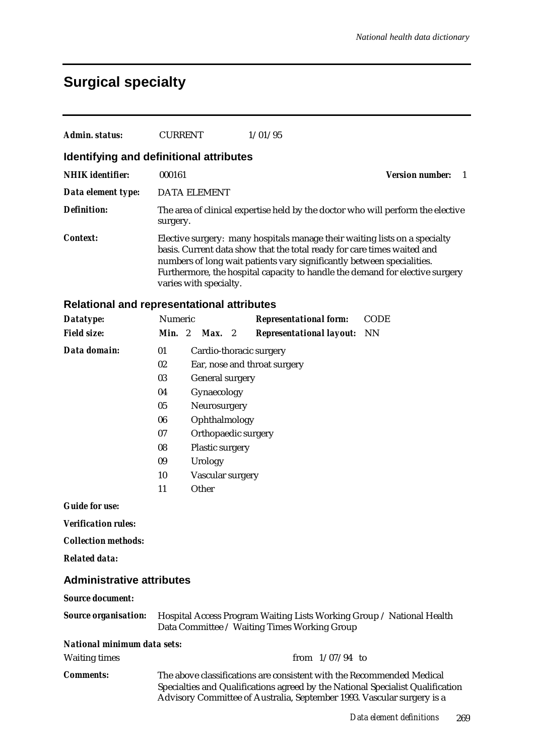# Surgical specialty

***Admin. status:*** CURRENT 1/01/95

## Identifying and definitional attributes

***NHIK identifier:*** 000161 ***Version number:*** 1

***Data element type:*** DATA ELEMENT

***Definition:*** The area of clinical expertise held by the doctor who will perform the elective surgery.

***Context:*** Elective surgery: many hospitals manage their waiting lists on a specialty basis. Current data show that the total ready for care times waited and numbers of long wait patients vary significantly between specialities. Furthermore, the hospital capacity to handle the demand for elective surgery varies with specialty.

## Relational and representational attributes

***Datatype:*** Numeric ***Representational form:*** CODE

***Field size:*** ***Min.*** 2 ***Max.*** 2 ***Representational layout:*** NN

***Data domain:***

| Code | Description |
|---|---|
| 01 | Cardio-thoracic surgery |
| 02 | Ear, nose and throat surgery |
| 03 | General surgery |
| 04 | Gynaecology |
| 05 | Neurosurgery |
| 06 | Ophthalmology |
| 07 | Orthopaedic surgery |
| 08 | Plastic surgery |
| 09 | Urology |
| 10 | Vascular surgery |
| 11 | Other |

***Guide for use:***

***Verification rules:***

***Collection methods:***

***Related data:***

## Administrative attributes

***Source document:***

***Source organisation:*** Hospital Access Program Waiting Lists Working Group / National Health Data Committee / Waiting Times Working Group

***National minimum data sets:***

Waiting times from 1/07/94 to

***Comments:*** The above classifications are consistent with the Recommended Medical Specialties and Qualifications agreed by the National Specialist Qualification Advisory Committee of Australia, September 1993. Vascular surgery is a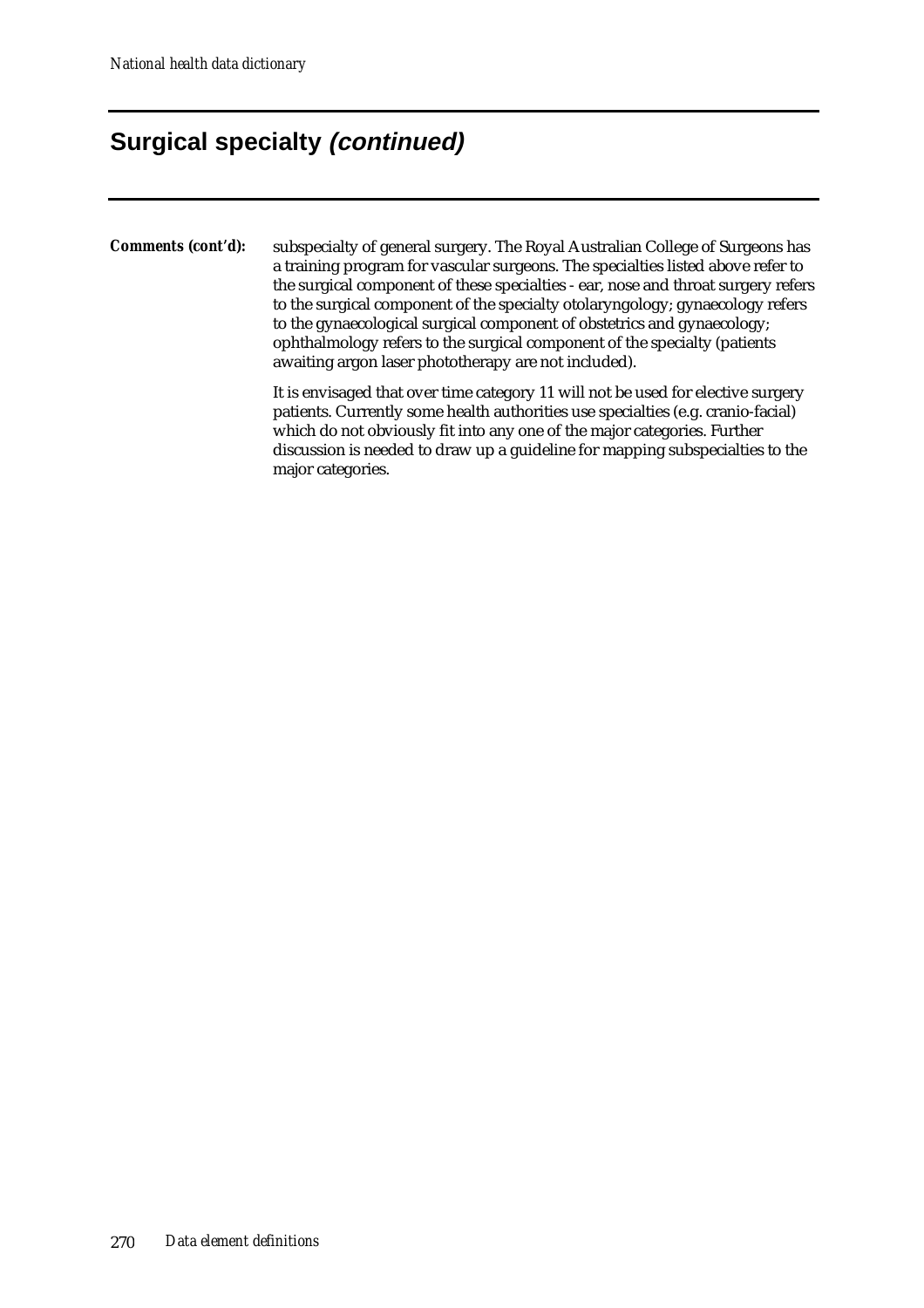## Surgical specialty *(continued)*

**Comments (cont'd):** subspecialty of general surgery. The Royal Australian College of Surgeons has a training program for vascular surgeons. The specialties listed above refer to the surgical component of these specialties - ear, nose and throat surgery refers to the surgical component of the specialty otolaryngology; gynaecology refers to the gynaecological surgical component of obstetrics and gynaecology; ophthalmology refers to the surgical component of the specialty (patients awaiting argon laser phototherapy are not included).

It is envisaged that over time category 11 will not be used for elective surgery patients. Currently some health authorities use specialties (e.g. cranio-facial) which do not obviously fit into any one of the major categories. Further discussion is needed to draw up a guideline for mapping subspecialties to the major categories.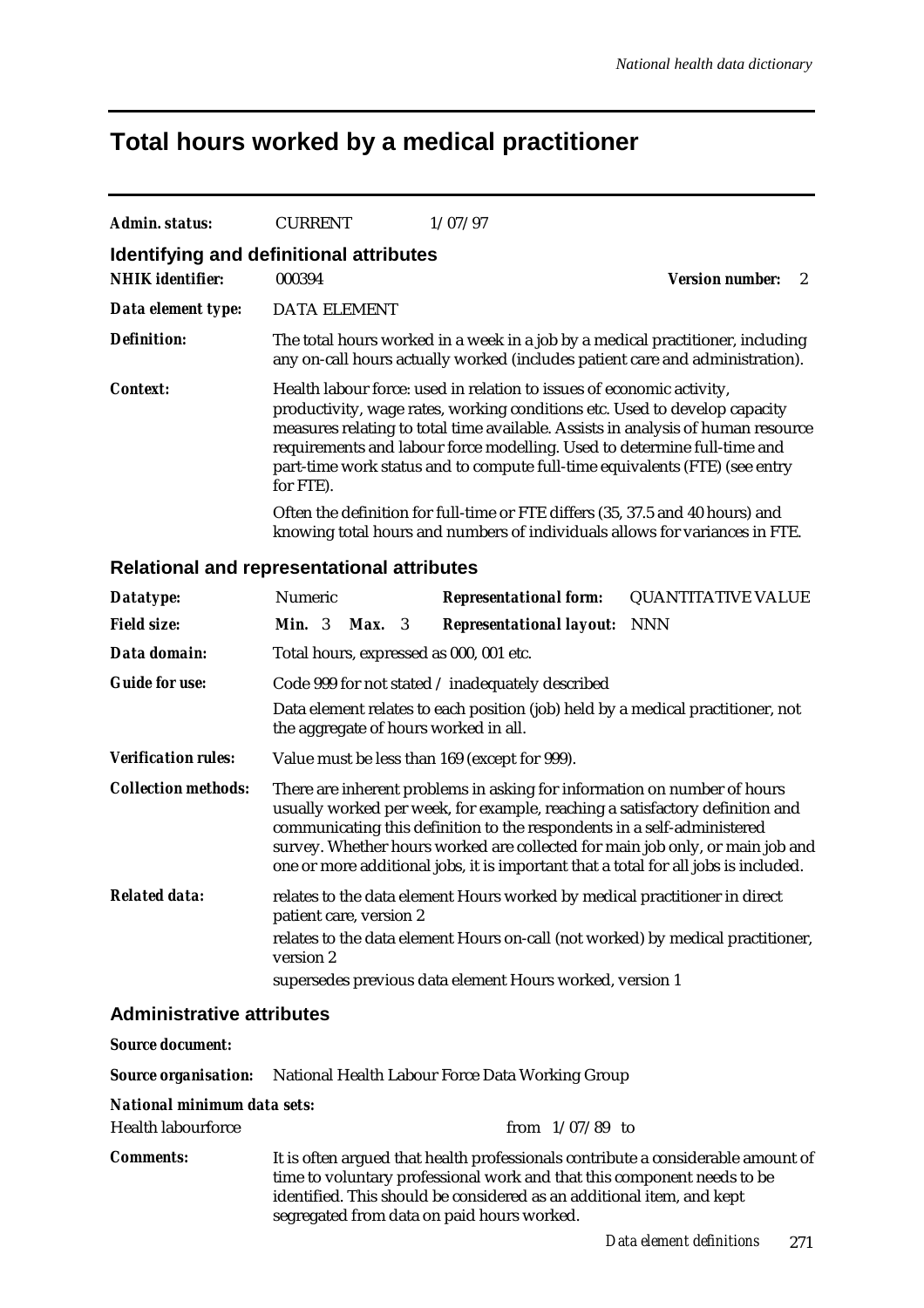# Total hours worked by a medical practitioner

***Admin. status:*** CURRENT 1/07/97

## Identifying and definitional attributes

***NHIK identifier:*** 000394 ***Version number:*** 2

***Data element type:*** DATA ELEMENT

***Definition:*** The total hours worked in a week in a job by a medical practitioner, including any on-call hours actually worked (includes patient care and administration).

***Context:*** Health labour force: used in relation to issues of economic activity, productivity, wage rates, working conditions etc. Used to develop capacity measures relating to total time available. Assists in analysis of human resource requirements and labour force modelling. Used to determine full-time and part-time work status and to compute full-time equivalents (FTE) (see entry for FTE).

Often the definition for full-time or FTE differs (35, 37.5 and 40 hours) and knowing total hours and numbers of individuals allows for variances in FTE.

## Relational and representational attributes

***Datatype:*** Numeric ***Representational form:*** QUANTITATIVE VALUE

***Field size:*** ***Min.*** 3 ***Max.*** 3 ***Representational layout:*** NNN

***Data domain:*** Total hours, expressed as 000, 001 etc.

***Guide for use:*** Code 999 for not stated / inadequately described

Data element relates to each position (job) held by a medical practitioner, not the aggregate of hours worked in all.

***Verification rules:*** Value must be less than 169 (except for 999).

***Collection methods:*** There are inherent problems in asking for information on number of hours usually worked per week, for example, reaching a satisfactory definition and communicating this definition to the respondents in a self-administered survey. Whether hours worked are collected for main job only, or main job and one or more additional jobs, it is important that a total for all jobs is included.

***Related data:*** relates to the data element Hours worked by medical practitioner in direct patient care, version 2

relates to the data element Hours on-call (not worked) by medical practitioner, version 2

supersedes previous data element Hours worked, version 1

## Administrative attributes

***Source document:***

***Source organisation:*** National Health Labour Force Data Working Group

***National minimum data sets:***

Health labourforce from 1/07/89 to

***Comments:*** It is often argued that health professionals contribute a considerable amount of time to voluntary professional work and that this component needs to be identified. This should be considered as an additional item, and kept segregated from data on paid hours worked.